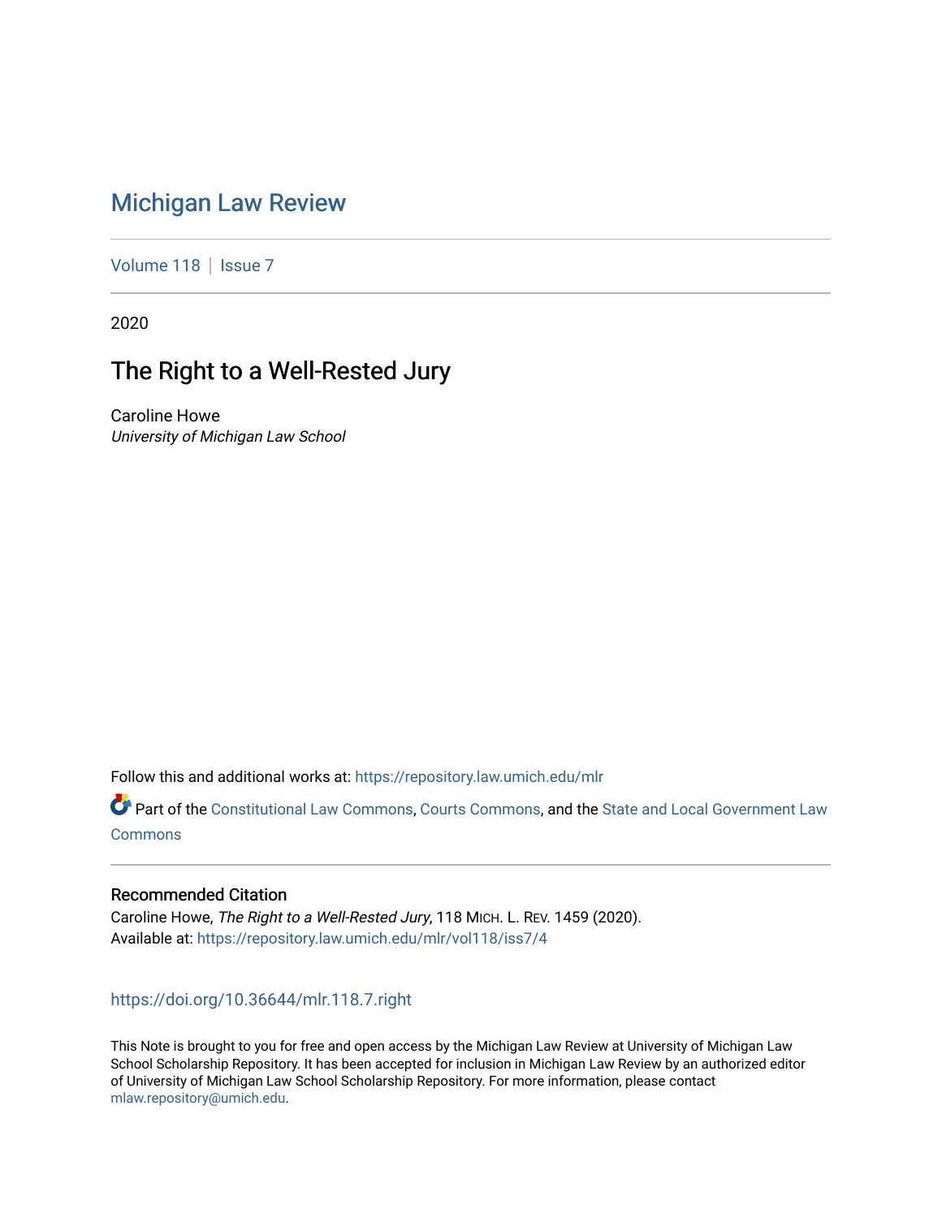# Michigan Law Review

Volume 118 | Issue 7

2020

## The Right to a Well-Rested Jury

Caroline Howe
*University of Michigan Law School*

Follow this and additional works at: https://repository.law.umich.edu/mlr

Part of the Constitutional Law Commons, Courts Commons, and the State and Local Government Law Commons

### Recommended Citation

Caroline Howe, *The Right to a Well-Rested Jury*, 118 MICH. L. REV. 1459 (2020).
Available at: https://repository.law.umich.edu/mlr/vol118/iss7/4

https://doi.org/10.36644/mlr.118.7.right

This Note is brought to you for free and open access by the Michigan Law Review at University of Michigan Law School Scholarship Repository. It has been accepted for inclusion in Michigan Law Review by an authorized editor of University of Michigan Law School Scholarship Repository. For more information, please contact mlaw.repository@umich.edu.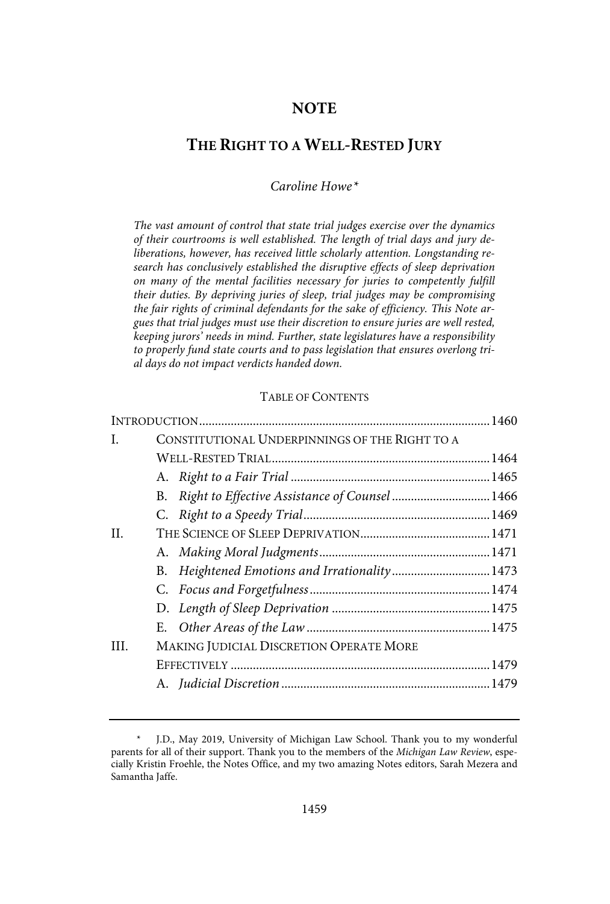# NOTE

## THE RIGHT TO A WELL-RESTED JURY

*Caroline Howe\**

*The vast amount of control that state trial judges exercise over the dynamics of their courtrooms is well established. The length of trial days and jury deliberations, however, has received little scholarly attention. Longstanding research has conclusively established the disruptive effects of sleep deprivation on many of the mental facilities necessary for juries to competently fulfill their duties. By depriving juries of sleep, trial judges may be compromising the fair rights of criminal defendants for the sake of efficiency. This Note argues that trial judges must use their discretion to ensure juries are well rested, keeping jurors' needs in mind. Further, state legislatures have a responsibility to properly fund state courts and to pass legislation that ensures overlong trial days do not impact verdicts handed down.*

TABLE OF CONTENTS

| | | |
|---|---|---|
| INTRODUCTION | | 1460 |
| I. | CONSTITUTIONAL UNDERPINNINGS OF THE RIGHT TO A WELL-RESTED TRIAL | 1464 |
| | A. *Right to a Fair Trial* | 1465 |
| | B. *Right to Effective Assistance of Counsel* | 1466 |
| | C. *Right to a Speedy Trial* | 1469 |
| II. | THE SCIENCE OF SLEEP DEPRIVATION | 1471 |
| | A. *Making Moral Judgments* | 1471 |
| | B. *Heightened Emotions and Irrationality* | 1473 |
| | C. *Focus and Forgetfulness* | 1474 |
| | D. *Length of Sleep Deprivation* | 1475 |
| | E. *Other Areas of the Law* | 1475 |
| III. | MAKING JUDICIAL DISCRETION OPERATE MORE EFFECTIVELY | 1479 |
| | A. *Judicial Discretion* | 1479 |

\* J.D., May 2019, University of Michigan Law School. Thank you to my wonderful parents for all of their support. Thank you to the members of the *Michigan Law Review*, especially Kristin Froehle, the Notes Office, and my two amazing Notes editors, Sarah Mezera and Samantha Jaffe.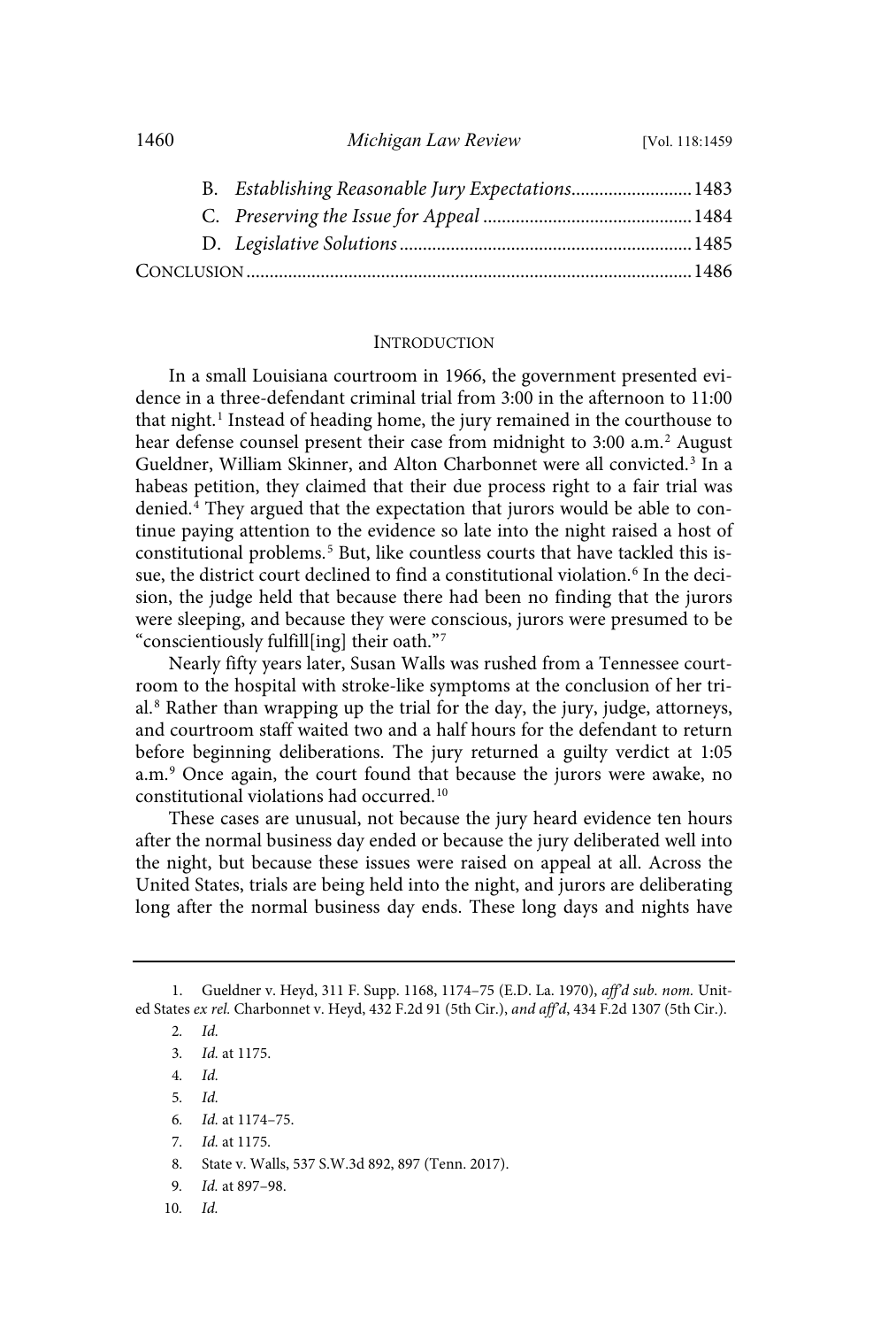B. *Establishing Reasonable Jury Expectations* .......................... 1483

C. *Preserving the Issue for Appeal* ............................................ 1484

D. *Legislative Solutions* ............................................................. 1485

CONCLUSION ............................................................................................ 1486

## INTRODUCTION

In a small Louisiana courtroom in 1966, the government presented evidence in a three-defendant criminal trial from 3:00 in the afternoon to 11:00 that night.[1] Instead of heading home, the jury remained in the courthouse to hear defense counsel present their case from midnight to 3:00 a.m.[2] August Gueldner, William Skinner, and Alton Charbonnet were all convicted.[3] In a habeas petition, they claimed that their due process right to a fair trial was denied.[4] They argued that the expectation that jurors would be able to continue paying attention to the evidence so late into the night raised a host of constitutional problems.[5] But, like countless courts that have tackled this issue, the district court declined to find a constitutional violation.[6] In the decision, the judge held that because there had been no finding that the jurors were sleeping, and because they were conscious, jurors were presumed to be "conscientiously fulfill[ing] their oath."[7]

Nearly fifty years later, Susan Walls was rushed from a Tennessee courtroom to the hospital with stroke-like symptoms at the conclusion of her trial.[8] Rather than wrapping up the trial for the day, the jury, judge, attorneys, and courtroom staff waited two and a half hours for the defendant to return before beginning deliberations. The jury returned a guilty verdict at 1:05 a.m.[9] Once again, the court found that because the jurors were awake, no constitutional violations had occurred.[10]

These cases are unusual, not because the jury heard evidence ten hours after the normal business day ended or because the jury deliberated well into the night, but because these issues were raised on appeal at all. Across the United States, trials are being held into the night, and jurors are deliberating long after the normal business day ends. These long days and nights have

---

1. Gueldner v. Heyd, 311 F. Supp. 1168, 1174–75 (E.D. La. 1970), *aff'd sub. nom.* United States *ex rel.* Charbonnet v. Heyd, 432 F.2d 91 (5th Cir.), *and aff'd*, 434 F.2d 1307 (5th Cir.).

2. *Id.*

3. *Id.* at 1175.

4. *Id.*

5. *Id.*

6. *Id.* at 1174–75.

7. *Id.* at 1175.

8. State v. Walls, 537 S.W.3d 892, 897 (Tenn. 2017).

9. *Id.* at 897–98.

10. *Id.*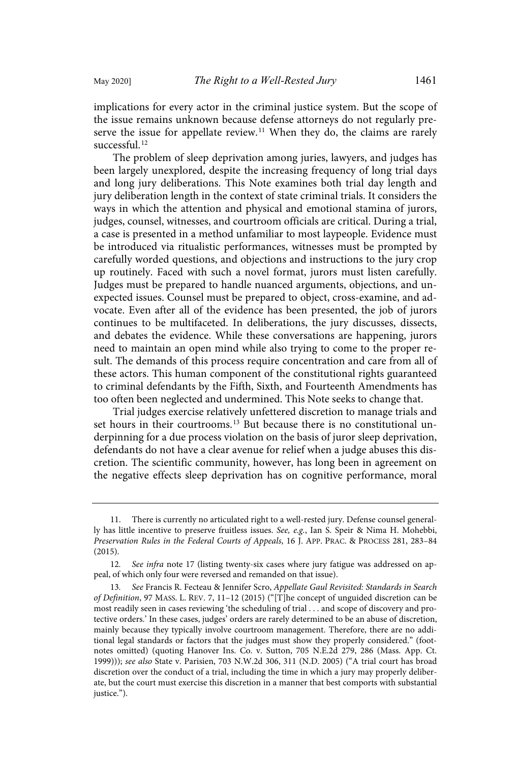implications for every actor in the criminal justice system. But the scope of the issue remains unknown because defense attorneys do not regularly preserve the issue for appellate review.[11] When they do, the claims are rarely successful.[12]

The problem of sleep deprivation among juries, lawyers, and judges has been largely unexplored, despite the increasing frequency of long trial days and long jury deliberations. This Note examines both trial day length and jury deliberation length in the context of state criminal trials. It considers the ways in which the attention and physical and emotional stamina of jurors, judges, counsel, witnesses, and courtroom officials are critical. During a trial, a case is presented in a method unfamiliar to most laypeople. Evidence must be introduced via ritualistic performances, witnesses must be prompted by carefully worded questions, and objections and instructions to the jury crop up routinely. Faced with such a novel format, jurors must listen carefully. Judges must be prepared to handle nuanced arguments, objections, and unexpected issues. Counsel must be prepared to object, cross-examine, and advocate. Even after all of the evidence has been presented, the job of jurors continues to be multifaceted. In deliberations, the jury discusses, dissects, and debates the evidence. While these conversations are happening, jurors need to maintain an open mind while also trying to come to the proper result. The demands of this process require concentration and care from all of these actors. This human component of the constitutional rights guaranteed to criminal defendants by the Fifth, Sixth, and Fourteenth Amendments has too often been neglected and undermined. This Note seeks to change that.

Trial judges exercise relatively unfettered discretion to manage trials and set hours in their courtrooms.[13] But because there is no constitutional underpinning for a due process violation on the basis of juror sleep deprivation, defendants do not have a clear avenue for relief when a judge abuses this discretion. The scientific community, however, has long been in agreement on the negative effects sleep deprivation has on cognitive performance, moral

---

11. There is currently no articulated right to a well-rested jury. Defense counsel generally has little incentive to preserve fruitless issues. *See, e.g.*, Ian S. Speir & Nima H. Mohebbi, *Preservation Rules in the Federal Courts of Appeals*, 16 J. APP. PRAC. & PROCESS 281, 283–84 (2015).

12. *See infra* note 17 (listing twenty-six cases where jury fatigue was addressed on appeal, of which only four were reversed and remanded on that issue).

13. *See* Francis R. Fecteau & Jennifer Scro, *Appellate Gaul Revisited: Standards in Search of Definition*, 97 MASS. L. REV. 7, 11–12 (2015) ("[T]he concept of unguided discretion can be most readily seen in cases reviewing 'the scheduling of trial . . . and scope of discovery and protective orders.' In these cases, judges' orders are rarely determined to be an abuse of discretion, mainly because they typically involve courtroom management. Therefore, there are no additional legal standards or factors that the judges must show they properly considered." (footnotes omitted) (quoting Hanover Ins. Co. v. Sutton, 705 N.E.2d 279, 286 (Mass. App. Ct. 1999))); *see also* State v. Parisien, 703 N.W.2d 306, 311 (N.D. 2005) ("A trial court has broad discretion over the conduct of a trial, including the time in which a jury may properly deliberate, but the court must exercise this discretion in a manner that best comports with substantial justice.").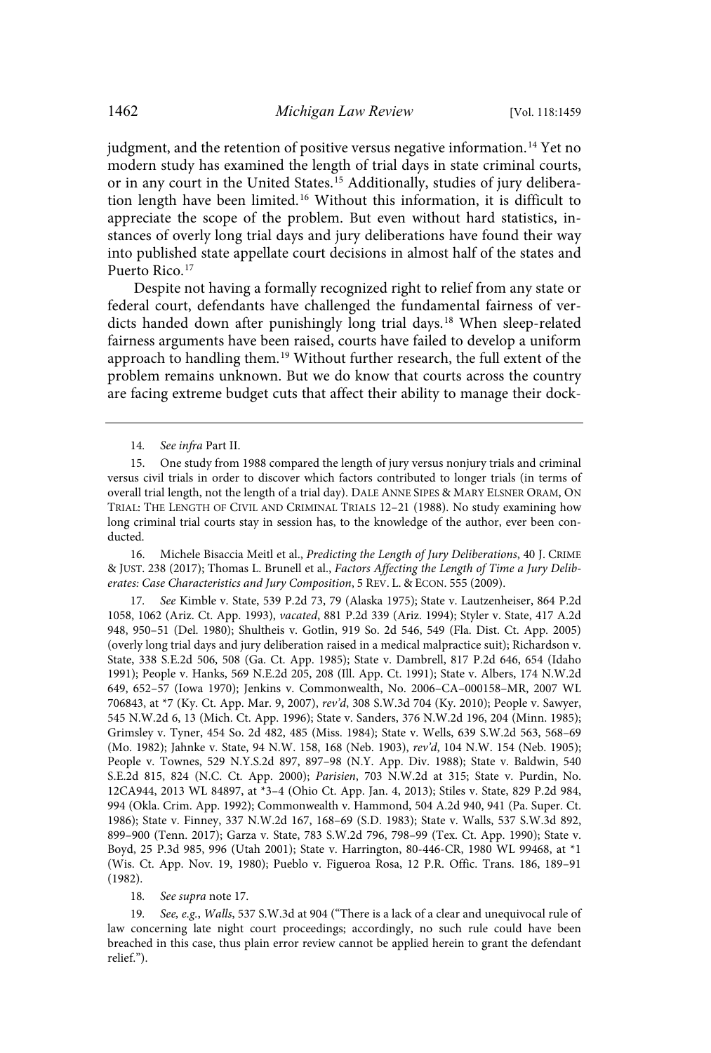judgment, and the retention of positive versus negative information.[14] Yet no modern study has examined the length of trial days in state criminal courts, or in any court in the United States.[15] Additionally, studies of jury deliberation length have been limited.[16] Without this information, it is difficult to appreciate the scope of the problem. But even without hard statistics, instances of overly long trial days and jury deliberations have found their way into published state appellate court decisions in almost half of the states and Puerto Rico.[17]

Despite not having a formally recognized right to relief from any state or federal court, defendants have challenged the fundamental fairness of verdicts handed down after punishingly long trial days.[18] When sleep-related fairness arguments have been raised, courts have failed to develop a uniform approach to handling them.[19] Without further research, the full extent of the problem remains unknown. But we do know that courts across the country are facing extreme budget cuts that affect their ability to manage their dock-

---

14. *See infra* Part II.

15. One study from 1988 compared the length of jury versus nonjury trials and criminal versus civil trials in order to discover which factors contributed to longer trials (in terms of overall trial length, not the length of a trial day). DALE ANNE SIPES & MARY ELSNER ORAM, ON TRIAL: THE LENGTH OF CIVIL AND CRIMINAL TRIALS 12–21 (1988). No study examining how long criminal trial courts stay in session has, to the knowledge of the author, ever been conducted.

16. Michele Bisaccia Meitl et al., *Predicting the Length of Jury Deliberations*, 40 J. CRIME & JUST. 238 (2017); Thomas L. Brunell et al., *Factors Affecting the Length of Time a Jury Deliberates: Case Characteristics and Jury Composition*, 5 REV. L. & ECON. 555 (2009).

17. *See* Kimble v. State, 539 P.2d 73, 79 (Alaska 1975); State v. Lautzenheiser, 864 P.2d 1058, 1062 (Ariz. Ct. App. 1993), *vacated*, 881 P.2d 339 (Ariz. 1994); Styler v. State, 417 A.2d 948, 950–51 (Del. 1980); Shultheis v. Gotlin, 919 So. 2d 546, 549 (Fla. Dist. Ct. App. 2005) (overly long trial days and jury deliberation raised in a medical malpractice suit); Richardson v. State, 338 S.E.2d 506, 508 (Ga. Ct. App. 1985); State v. Dambrell, 817 P.2d 646, 654 (Idaho 1991); People v. Hanks, 569 N.E.2d 205, 208 (Ill. App. Ct. 1991); State v. Albers, 174 N.W.2d 649, 652–57 (Iowa 1970); Jenkins v. Commonwealth, No. 2006–CA–000158–MR, 2007 WL 706843, at *7 (Ky. Ct. App. Mar. 9, 2007), *rev'd*, 308 S.W.3d 704 (Ky. 2010); People v. Sawyer, 545 N.W.2d 6, 13 (Mich. Ct. App. 1996); State v. Sanders, 376 N.W.2d 196, 204 (Minn. 1985); Grimsley v. Tyner, 454 So. 2d 482, 485 (Miss. 1984); State v. Wells, 639 S.W.2d 563, 568–69 (Mo. 1982); Jahnke v. State, 94 N.W. 158, 168 (Neb. 1903), *rev'd*, 104 N.W. 154 (Neb. 1905); People v. Townes, 529 N.Y.S.2d 897, 897–98 (N.Y. App. Div. 1988); State v. Baldwin, 540 S.E.2d 815, 824 (N.C. Ct. App. 2000); *Parisien*, 703 N.W.2d at 315; State v. Purdin, No. 12CA944, 2013 WL 84897, at *3–4 (Ohio Ct. App. Jan. 4, 2013); Stiles v. State, 829 P.2d 984, 994 (Okla. Crim. App. 1992); Commonwealth v. Hammond, 504 A.2d 940, 941 (Pa. Super. Ct. 1986); State v. Finney, 337 N.W.2d 167, 168–69 (S.D. 1983); State v. Walls, 537 S.W.3d 892, 899–900 (Tenn. 2017); Garza v. State, 783 S.W.2d 796, 798–99 (Tex. Ct. App. 1990); State v. Boyd, 25 P.3d 985, 996 (Utah 2001); State v. Harrington, 80-446-CR, 1980 WL 99468, at *1 (Wis. Ct. App. Nov. 19, 1980); Pueblo v. Figueroa Rosa, 12 P.R. Offic. Trans. 186, 189–91 (1982).

18. *See supra* note 17.

19. *See, e.g.*, *Walls*, 537 S.W.3d at 904 ("There is a lack of a clear and unequivocal rule of law concerning late night court proceedings; accordingly, no such rule could have been breached in this case, thus plain error review cannot be applied herein to grant the defendant relief.").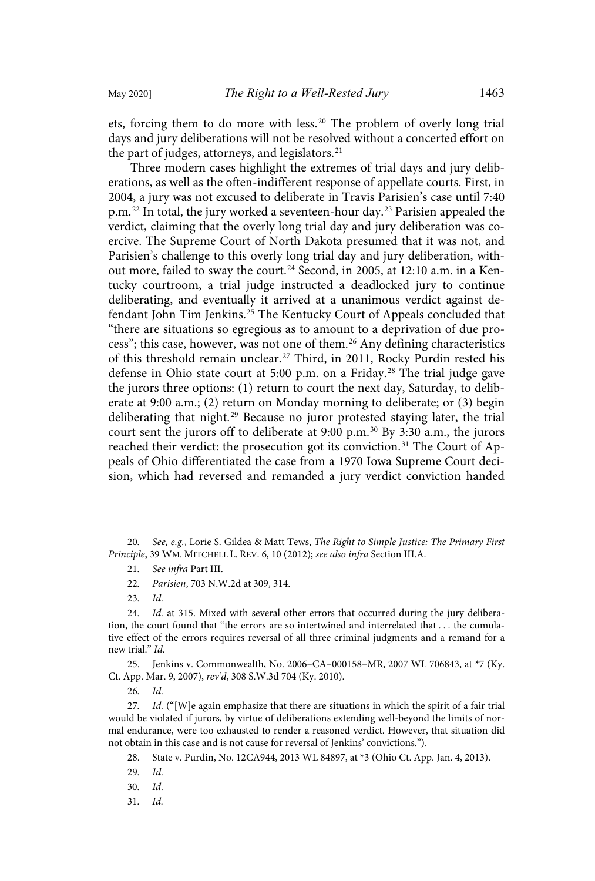ets, forcing them to do more with less.[20] The problem of overly long trial days and jury deliberations will not be resolved without a concerted effort on the part of judges, attorneys, and legislators.[21]

Three modern cases highlight the extremes of trial days and jury deliberations, as well as the often-indifferent response of appellate courts. First, in 2004, a jury was not excused to deliberate in Travis Parisien's case until 7:40 p.m.[22] In total, the jury worked a seventeen-hour day.[23] Parisien appealed the verdict, claiming that the overly long trial day and jury deliberation was coercive. The Supreme Court of North Dakota presumed that it was not, and Parisien's challenge to this overly long trial day and jury deliberation, without more, failed to sway the court.[24] Second, in 2005, at 12:10 a.m. in a Kentucky courtroom, a trial judge instructed a deadlocked jury to continue deliberating, and eventually it arrived at a unanimous verdict against defendant John Tim Jenkins.[25] The Kentucky Court of Appeals concluded that "there are situations so egregious as to amount to a deprivation of due process"; this case, however, was not one of them.[26] Any defining characteristics of this threshold remain unclear.[27] Third, in 2011, Rocky Purdin rested his defense in Ohio state court at 5:00 p.m. on a Friday.[28] The trial judge gave the jurors three options: (1) return to court the next day, Saturday, to deliberate at 9:00 a.m.; (2) return on Monday morning to deliberate; or (3) begin deliberating that night.[29] Because no juror protested staying later, the trial court sent the jurors off to deliberate at 9:00 p.m.[30] By 3:30 a.m., the jurors reached their verdict: the prosecution got its conviction.[31] The Court of Appeals of Ohio differentiated the case from a 1970 Iowa Supreme Court decision, which had reversed and remanded a jury verdict conviction handed

---

20. *See, e.g.*, Lorie S. Gildea & Matt Tews, *The Right to Simple Justice: The Primary First Principle*, 39 WM. MITCHELL L. REV. 6, 10 (2012); *see also infra* Section III.A.

21. *See infra* Part III.

22. *Parisien*, 703 N.W.2d at 309, 314.

23. *Id.*

24. *Id.* at 315. Mixed with several other errors that occurred during the jury deliberation, the court found that "the errors are so intertwined and interrelated that . . . the cumulative effect of the errors requires reversal of all three criminal judgments and a remand for a new trial." *Id.*

25. Jenkins v. Commonwealth, No. 2006–CA–000158–MR, 2007 WL 706843, at *7 (Ky. Ct. App. Mar. 9, 2007), *rev'd*, 308 S.W.3d 704 (Ky. 2010).

26. *Id.*

27. *Id.* ("[W]e again emphasize that there are situations in which the spirit of a fair trial would be violated if jurors, by virtue of deliberations extending well-beyond the limits of normal endurance, were too exhausted to render a reasoned verdict. However, that situation did not obtain in this case and is not cause for reversal of Jenkins' convictions.").

28. State v. Purdin, No. 12CA944, 2013 WL 84897, at *3 (Ohio Ct. App. Jan. 4, 2013).

29. *Id.*

30. *Id.*

31. *Id.*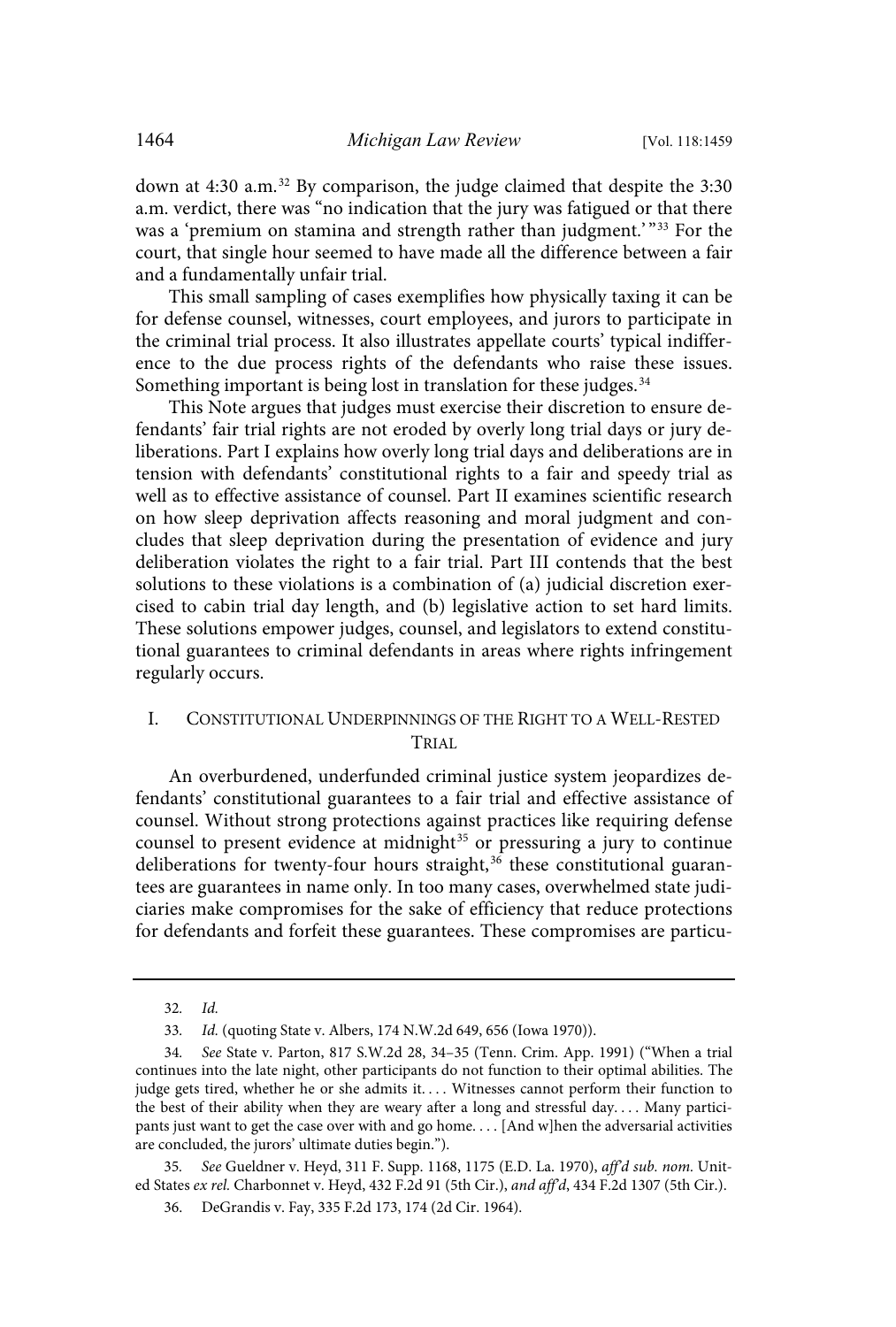down at 4:30 a.m.[32] By comparison, the judge claimed that despite the 3:30 a.m. verdict, there was "no indication that the jury was fatigued or that there was a 'premium on stamina and strength rather than judgment.'"[33] For the court, that single hour seemed to have made all the difference between a fair and a fundamentally unfair trial.

This small sampling of cases exemplifies how physically taxing it can be for defense counsel, witnesses, court employees, and jurors to participate in the criminal trial process. It also illustrates appellate courts' typical indifference to the due process rights of the defendants who raise these issues. Something important is being lost in translation for these judges.[34]

This Note argues that judges must exercise their discretion to ensure defendants' fair trial rights are not eroded by overly long trial days or jury deliberations. Part I explains how overly long trial days and deliberations are in tension with defendants' constitutional rights to a fair and speedy trial as well as to effective assistance of counsel. Part II examines scientific research on how sleep deprivation affects reasoning and moral judgment and concludes that sleep deprivation during the presentation of evidence and jury deliberation violates the right to a fair trial. Part III contends that the best solutions to these violations is a combination of (a) judicial discretion exercised to cabin trial day length, and (b) legislative action to set hard limits. These solutions empower judges, counsel, and legislators to extend constitutional guarantees to criminal defendants in areas where rights infringement regularly occurs.

## I. Constitutional Underpinnings of the Right to a Well-Rested Trial

An overburdened, underfunded criminal justice system jeopardizes defendants' constitutional guarantees to a fair trial and effective assistance of counsel. Without strong protections against practices like requiring defense counsel to present evidence at midnight[35] or pressuring a jury to continue deliberations for twenty-four hours straight,[36] these constitutional guarantees are guarantees in name only. In too many cases, overwhelmed state judiciaries make compromises for the sake of efficiency that reduce protections for defendants and forfeit these guarantees. These compromises are particu-

---

32. *Id.*

33. *Id.* (quoting State v. Albers, 174 N.W.2d 649, 656 (Iowa 1970)).

34. *See* State v. Parton, 817 S.W.2d 28, 34–35 (Tenn. Crim. App. 1991) ("When a trial continues into the late night, other participants do not function to their optimal abilities. The judge gets tired, whether he or she admits it. . . . Witnesses cannot perform their function to the best of their ability when they are weary after a long and stressful day. . . . Many participants just want to get the case over with and go home. . . . [And w]hen the adversarial activities are concluded, the jurors' ultimate duties begin.").

35. *See* Gueldner v. Heyd, 311 F. Supp. 1168, 1175 (E.D. La. 1970), *aff'd sub. nom.* United States *ex rel.* Charbonnet v. Heyd, 432 F.2d 91 (5th Cir.), *and aff'd*, 434 F.2d 1307 (5th Cir.).

36. DeGrandis v. Fay, 335 F.2d 173, 174 (2d Cir. 1964).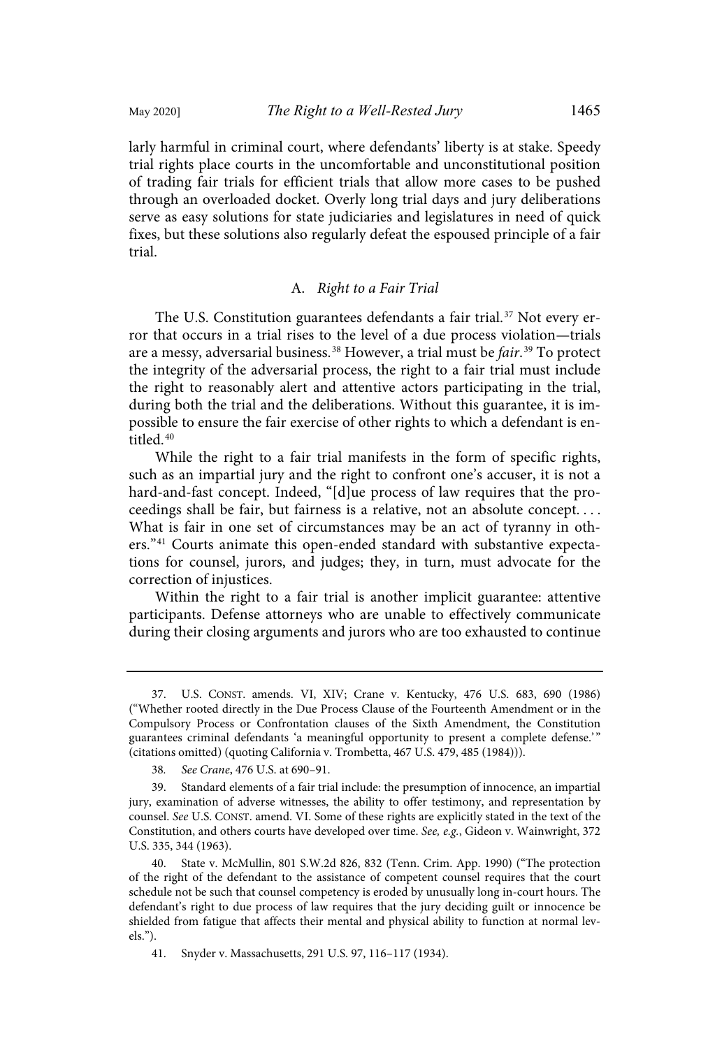larly harmful in criminal court, where defendants' liberty is at stake. Speedy trial rights place courts in the uncomfortable and unconstitutional position of trading fair trials for efficient trials that allow more cases to be pushed through an overloaded docket. Overly long trial days and jury deliberations serve as easy solutions for state judiciaries and legislatures in need of quick fixes, but these solutions also regularly defeat the espoused principle of a fair trial.

### A. *Right to a Fair Trial*

The U.S. Constitution guarantees defendants a fair trial.[37] Not every error that occurs in a trial rises to the level of a due process violation—trials are a messy, adversarial business.[38] However, a trial must be *fair*.[39] To protect the integrity of the adversarial process, the right to a fair trial must include the right to reasonably alert and attentive actors participating in the trial, during both the trial and the deliberations. Without this guarantee, it is impossible to ensure the fair exercise of other rights to which a defendant is entitled.[40]

While the right to a fair trial manifests in the form of specific rights, such as an impartial jury and the right to confront one's accuser, it is not a hard-and-fast concept. Indeed, "[d]ue process of law requires that the proceedings shall be fair, but fairness is a relative, not an absolute concept. . . . What is fair in one set of circumstances may be an act of tyranny in others."[41] Courts animate this open-ended standard with substantive expectations for counsel, jurors, and judges; they, in turn, must advocate for the correction of injustices.

Within the right to a fair trial is another implicit guarantee: attentive participants. Defense attorneys who are unable to effectively communicate during their closing arguments and jurors who are too exhausted to continue

---

37. U.S. CONST. amends. VI, XIV; Crane v. Kentucky, 476 U.S. 683, 690 (1986) ("Whether rooted directly in the Due Process Clause of the Fourteenth Amendment or in the Compulsory Process or Confrontation clauses of the Sixth Amendment, the Constitution guarantees criminal defendants 'a meaningful opportunity to present a complete defense.'" (citations omitted) (quoting California v. Trombetta, 467 U.S. 479, 485 (1984))).

38. *See Crane*, 476 U.S. at 690–91.

39. Standard elements of a fair trial include: the presumption of innocence, an impartial jury, examination of adverse witnesses, the ability to offer testimony, and representation by counsel. *See* U.S. CONST. amend. VI. Some of these rights are explicitly stated in the text of the Constitution, and others courts have developed over time. *See, e.g.*, Gideon v. Wainwright, 372 U.S. 335, 344 (1963).

40. State v. McMullin, 801 S.W.2d 826, 832 (Tenn. Crim. App. 1990) ("The protection of the right of the defendant to the assistance of competent counsel requires that the court schedule not be such that counsel competency is eroded by unusually long in-court hours. The defendant's right to due process of law requires that the jury deciding guilt or innocence be shielded from fatigue that affects their mental and physical ability to function at normal levels.").

41. Snyder v. Massachusetts, 291 U.S. 97, 116–117 (1934).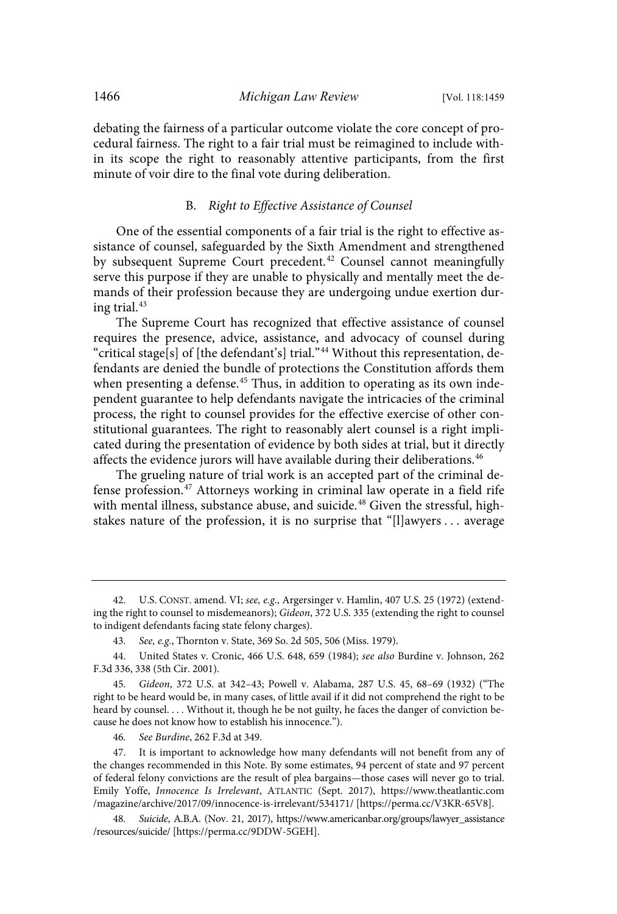debating the fairness of a particular outcome violate the core concept of procedural fairness. The right to a fair trial must be reimagined to include within its scope the right to reasonably attentive participants, from the first minute of voir dire to the final vote during deliberation.

### B. *Right to Effective Assistance of Counsel*

One of the essential components of a fair trial is the right to effective assistance of counsel, safeguarded by the Sixth Amendment and strengthened by subsequent Supreme Court precedent.[42] Counsel cannot meaningfully serve this purpose if they are unable to physically and mentally meet the demands of their profession because they are undergoing undue exertion during trial.[43]

The Supreme Court has recognized that effective assistance of counsel requires the presence, advice, assistance, and advocacy of counsel during "critical stage[s] of [the defendant's] trial."[44] Without this representation, defendants are denied the bundle of protections the Constitution affords them when presenting a defense.[45] Thus, in addition to operating as its own independent guarantee to help defendants navigate the intricacies of the criminal process, the right to counsel provides for the effective exercise of other constitutional guarantees. The right to reasonably alert counsel is a right implicated during the presentation of evidence by both sides at trial, but it directly affects the evidence jurors will have available during their deliberations.[46]

The grueling nature of trial work is an accepted part of the criminal defense profession.[47] Attorneys working in criminal law operate in a field rife with mental illness, substance abuse, and suicide.[48] Given the stressful, high-stakes nature of the profession, it is no surprise that "[l]awyers . . . average

---

42. U.S. CONST. amend. VI; *see, e.g.*, Argersinger v. Hamlin, 407 U.S. 25 (1972) (extending the right to counsel to misdemeanors); *Gideon*, 372 U.S. 335 (extending the right to counsel to indigent defendants facing state felony charges).

43. *See, e.g.*, Thornton v. State, 369 So. 2d 505, 506 (Miss. 1979).

44. United States v. Cronic, 466 U.S. 648, 659 (1984); *see also* Burdine v. Johnson, 262 F.3d 336, 338 (5th Cir. 2001).

45. *Gideon*, 372 U.S. at 342–43; Powell v. Alabama, 287 U.S. 45, 68–69 (1932) ("The right to be heard would be, in many cases, of little avail if it did not comprehend the right to be heard by counsel. . . . Without it, though he be not guilty, he faces the danger of conviction because he does not know how to establish his innocence.").

46. *See Burdine*, 262 F.3d at 349.

47. It is important to acknowledge how many defendants will not benefit from any of the changes recommended in this Note. By some estimates, 94 percent of state and 97 percent of federal felony convictions are the result of plea bargains—those cases will never go to trial. Emily Yoffe, *Innocence Is Irrelevant*, ATLANTIC (Sept. 2017), https://www.theatlantic.com/magazine/archive/2017/09/innocence-is-irrelevant/534171/ [https://perma.cc/V3KR-65V8].

48. *Suicide*, A.B.A. (Nov. 21, 2017), https://www.americanbar.org/groups/lawyer_assistance/resources/suicide/ [https://perma.cc/9DDW-5GEH].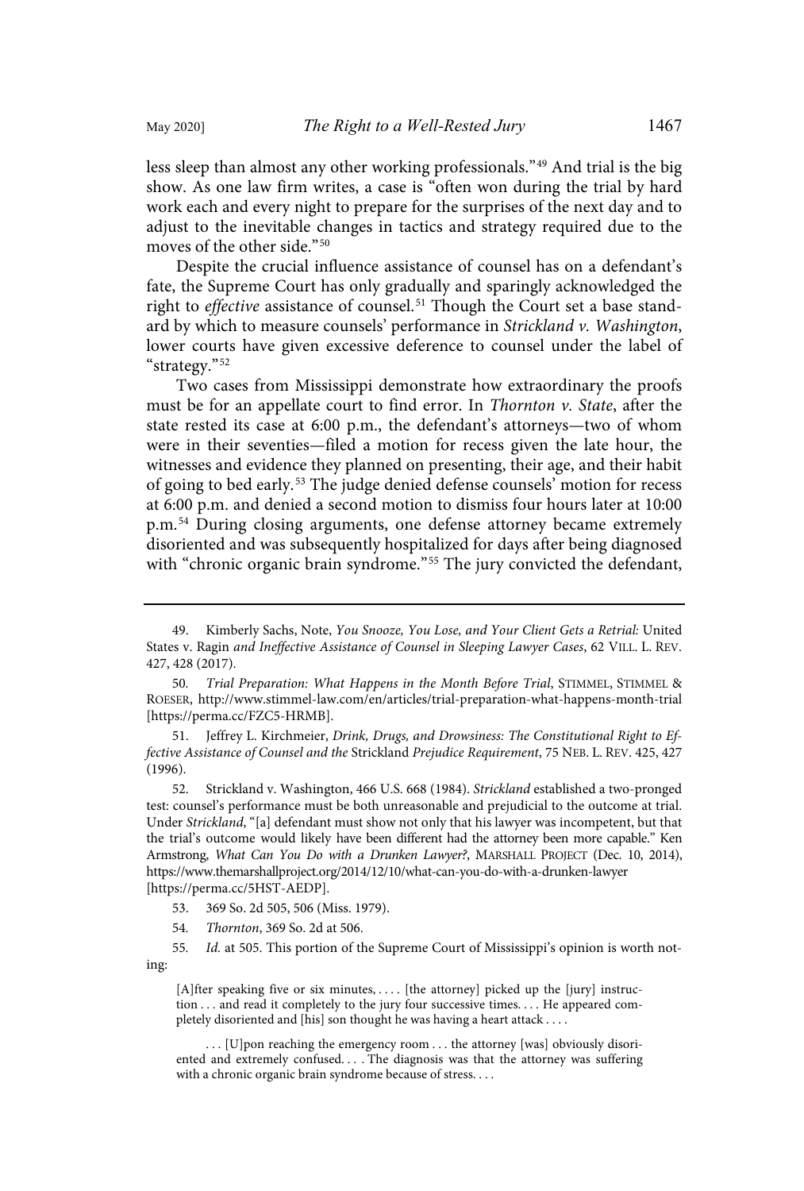less sleep than almost any other working professionals."[49] And trial is the big show. As one law firm writes, a case is "often won during the trial by hard work each and every night to prepare for the surprises of the next day and to adjust to the inevitable changes in tactics and strategy required due to the moves of the other side."[50]

Despite the crucial influence assistance of counsel has on a defendant's fate, the Supreme Court has only gradually and sparingly acknowledged the right to *effective* assistance of counsel.[51] Though the Court set a base standard by which to measure counsels' performance in *Strickland v. Washington*, lower courts have given excessive deference to counsel under the label of "strategy."[52]

Two cases from Mississippi demonstrate how extraordinary the proofs must be for an appellate court to find error. In *Thornton v. State*, after the state rested its case at 6:00 p.m., the defendant's attorneys—two of whom were in their seventies—filed a motion for recess given the late hour, the witnesses and evidence they planned on presenting, their age, and their habit of going to bed early.[53] The judge denied defense counsels' motion for recess at 6:00 p.m. and denied a second motion to dismiss four hours later at 10:00 p.m.[54] During closing arguments, one defense attorney became extremely disoriented and was subsequently hospitalized for days after being diagnosed with "chronic organic brain syndrome."[55] The jury convicted the defendant,

---

49. Kimberly Sachs, Note, *You Snooze, You Lose, and Your Client Gets a Retrial:* United States v. Ragin *and Ineffective Assistance of Counsel in Sleeping Lawyer Cases*, 62 VILL. L. REV. 427, 428 (2017).

50. *Trial Preparation: What Happens in the Month Before Trial*, STIMMEL, STIMMEL & ROESER, http://www.stimmel-law.com/en/articles/trial-preparation-what-happens-month-trial [https://perma.cc/FZC5-HRMB].

51. Jeffrey L. Kirchmeier, *Drink, Drugs, and Drowsiness: The Constitutional Right to Effective Assistance of Counsel and the* Strickland *Prejudice Requirement*, 75 NEB. L. REV. 425, 427 (1996).

52. Strickland v. Washington, 466 U.S. 668 (1984). *Strickland* established a two-pronged test: counsel's performance must be both unreasonable and prejudicial to the outcome at trial. Under *Strickland*, "[a] defendant must show not only that his lawyer was incompetent, but that the trial's outcome would likely have been different had the attorney been more capable." Ken Armstrong, *What Can You Do with a Drunken Lawyer?*, MARSHALL PROJECT (Dec. 10, 2014), https://www.themarshallproject.org/2014/12/10/what-can-you-do-with-a-drunken-lawyer [https://perma.cc/5HST-AEDP].

53. 369 So. 2d 505, 506 (Miss. 1979).

54. *Thornton*, 369 So. 2d at 506.

55. *Id.* at 505. This portion of the Supreme Court of Mississippi's opinion is worth noting:

> [A]fter speaking five or six minutes, . . . . [the attorney] picked up the [jury] instruction . . . and read it completely to the jury four successive times. . . . He appeared completely disoriented and [his] son thought he was having a heart attack . . . .
>
> . . . [U]pon reaching the emergency room . . . the attorney [was] obviously disoriented and extremely confused. . . . The diagnosis was that the attorney was suffering with a chronic organic brain syndrome because of stress. . . .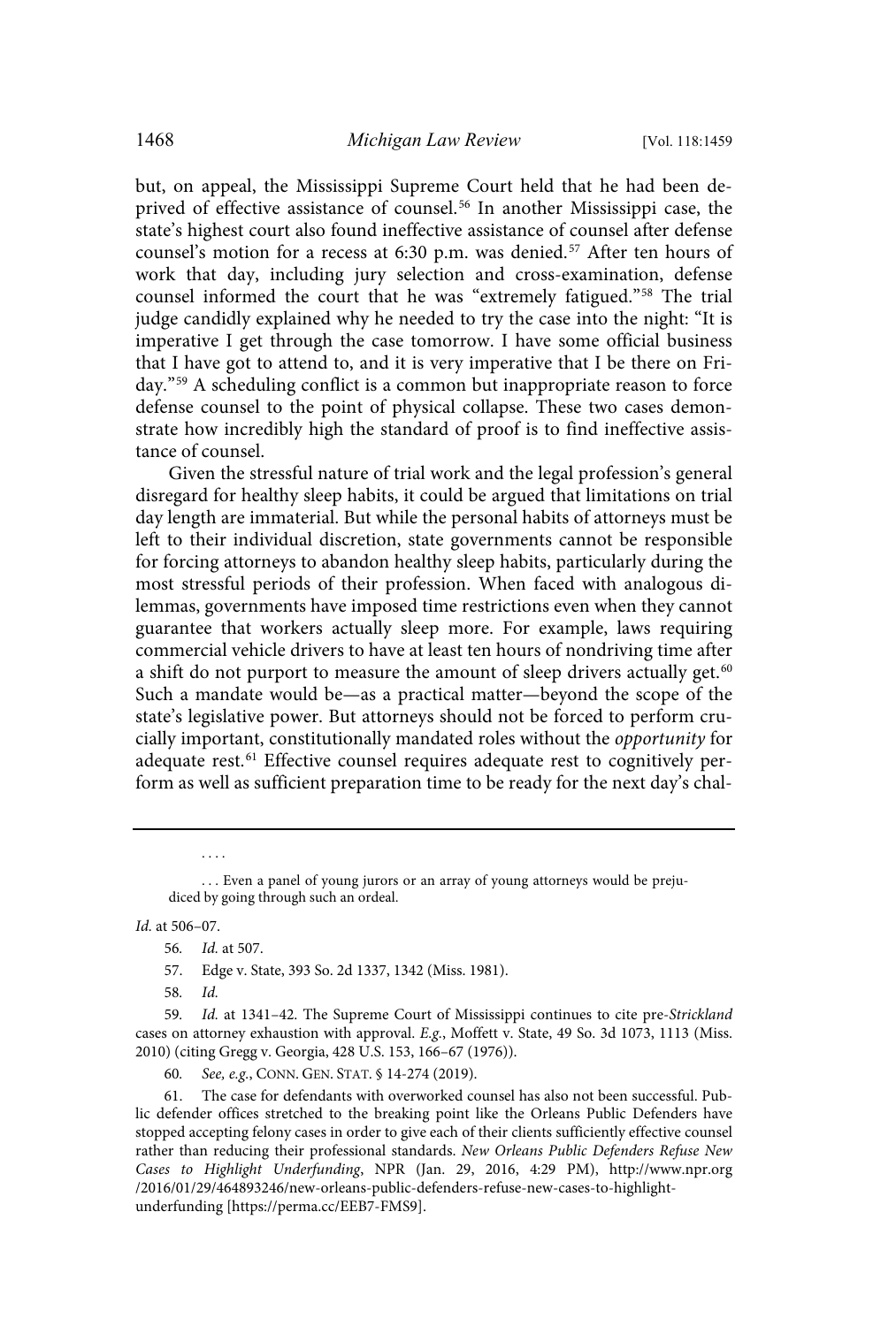but, on appeal, the Mississippi Supreme Court held that he had been deprived of effective assistance of counsel.[56] In another Mississippi case, the state's highest court also found ineffective assistance of counsel after defense counsel's motion for a recess at 6:30 p.m. was denied.[57] After ten hours of work that day, including jury selection and cross-examination, defense counsel informed the court that he was "extremely fatigued."[58] The trial judge candidly explained why he needed to try the case into the night: "It is imperative I get through the case tomorrow. I have some official business that I have got to attend to, and it is very imperative that I be there on Friday."[59] A scheduling conflict is a common but inappropriate reason to force defense counsel to the point of physical collapse. These two cases demonstrate how incredibly high the standard of proof is to find ineffective assistance of counsel.

Given the stressful nature of trial work and the legal profession's general disregard for healthy sleep habits, it could be argued that limitations on trial day length are immaterial. But while the personal habits of attorneys must be left to their individual discretion, state governments cannot be responsible for forcing attorneys to abandon healthy sleep habits, particularly during the most stressful periods of their profession. When faced with analogous dilemmas, governments have imposed time restrictions even when they cannot guarantee that workers actually sleep more. For example, laws requiring commercial vehicle drivers to have at least ten hours of nondriving time after a shift do not purport to measure the amount of sleep drivers actually get.[60] Such a mandate would be—as a practical matter—beyond the scope of the state's legislative power. But attorneys should not be forced to perform crucially important, constitutionally mandated roles without the *opportunity* for adequate rest.[61] Effective counsel requires adequate rest to cognitively perform as well as sufficient preparation time to be ready for the next day's chal-

. . . .

. . . Even a panel of young jurors or an array of young attorneys would be prejudiced by going through such an ordeal.

*Id.* at 506–07.

56. *Id.* at 507.

57. Edge v. State, 393 So. 2d 1337, 1342 (Miss. 1981).

58. *Id.*

59. *Id.* at 1341–42. The Supreme Court of Mississippi continues to cite pre-*Strickland* cases on attorney exhaustion with approval. *E.g.*, Moffett v. State, 49 So. 3d 1073, 1113 (Miss. 2010) (citing Gregg v. Georgia, 428 U.S. 153, 166–67 (1976)).

60. *See, e.g.*, CONN. GEN. STAT. § 14-274 (2019).

61. The case for defendants with overworked counsel has also not been successful. Public defender offices stretched to the breaking point like the Orleans Public Defenders have stopped accepting felony cases in order to give each of their clients sufficiently effective counsel rather than reducing their professional standards. *New Orleans Public Defenders Refuse New Cases to Highlight Underfunding*, NPR (Jan. 29, 2016, 4:29 PM), http://www.npr.org/2016/01/29/464893246/new-orleans-public-defenders-refuse-new-cases-to-highlight-underfunding [https://perma.cc/EEB7-FMS9].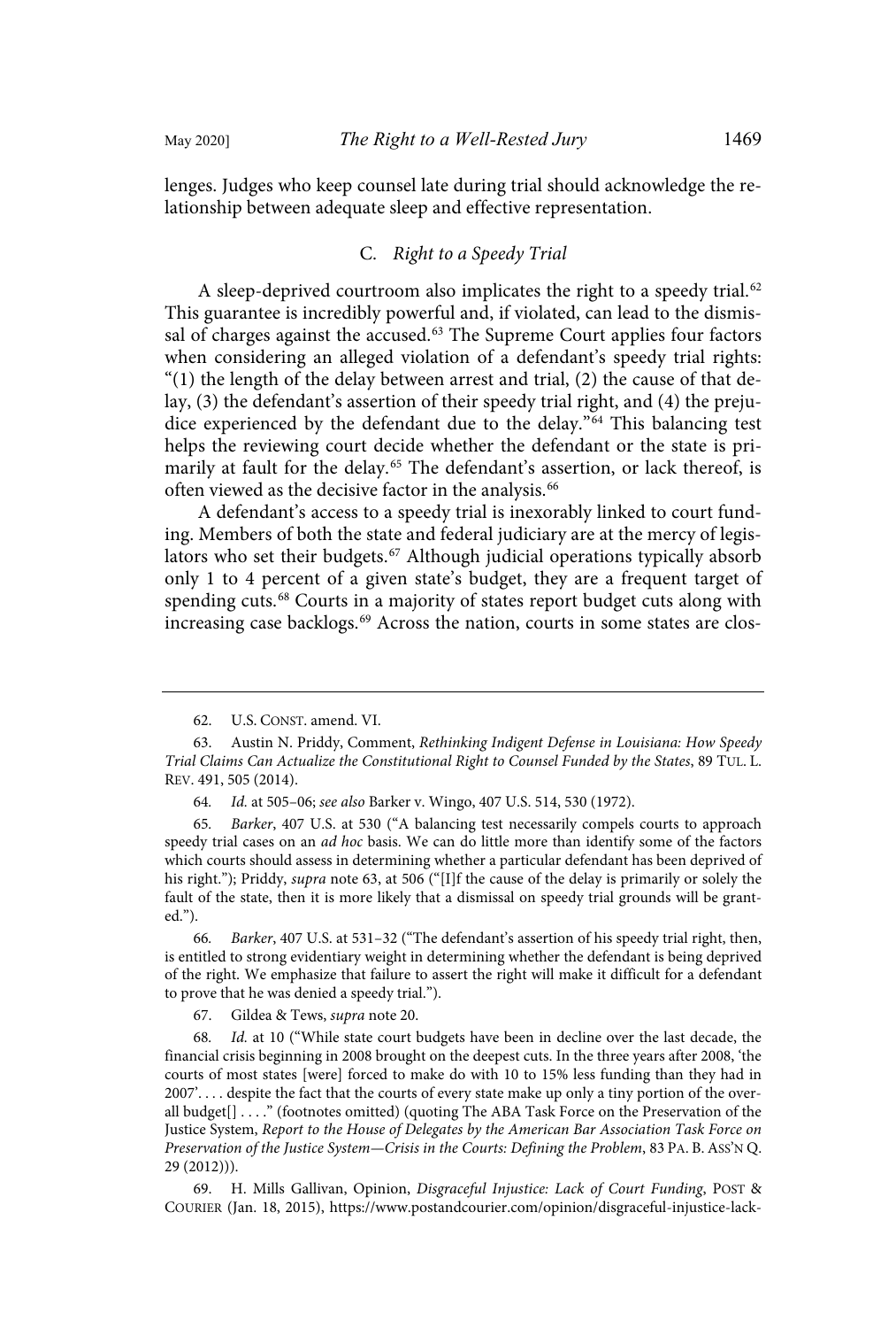lenges. Judges who keep counsel late during trial should acknowledge the relationship between adequate sleep and effective representation.

### C. *Right to a Speedy Trial*

A sleep-deprived courtroom also implicates the right to a speedy trial.[62] This guarantee is incredibly powerful and, if violated, can lead to the dismissal of charges against the accused.[63] The Supreme Court applies four factors when considering an alleged violation of a defendant's speedy trial rights: "(1) the length of the delay between arrest and trial, (2) the cause of that delay, (3) the defendant's assertion of their speedy trial right, and (4) the prejudice experienced by the defendant due to the delay."[64] This balancing test helps the reviewing court decide whether the defendant or the state is primarily at fault for the delay.[65] The defendant's assertion, or lack thereof, is often viewed as the decisive factor in the analysis.[66]

A defendant's access to a speedy trial is inexorably linked to court funding. Members of both the state and federal judiciary are at the mercy of legislators who set their budgets.[67] Although judicial operations typically absorb only 1 to 4 percent of a given state's budget, they are a frequent target of spending cuts.[68] Courts in a majority of states report budget cuts along with increasing case backlogs.[69] Across the nation, courts in some states are clos-

---

62. U.S. CONST. amend. VI.

63. Austin N. Priddy, Comment, *Rethinking Indigent Defense in Louisiana: How Speedy Trial Claims Can Actualize the Constitutional Right to Counsel Funded by the States*, 89 TUL. L. REV. 491, 505 (2014).

64. *Id.* at 505–06; *see also* Barker v. Wingo, 407 U.S. 514, 530 (1972).

65. *Barker*, 407 U.S. at 530 ("A balancing test necessarily compels courts to approach speedy trial cases on an *ad hoc* basis. We can do little more than identify some of the factors which courts should assess in determining whether a particular defendant has been deprived of his right."); Priddy, *supra* note 63, at 506 ("[I]f the cause of the delay is primarily or solely the fault of the state, then it is more likely that a dismissal on speedy trial grounds will be granted.").

66. *Barker*, 407 U.S. at 531–32 ("The defendant's assertion of his speedy trial right, then, is entitled to strong evidentiary weight in determining whether the defendant is being deprived of the right. We emphasize that failure to assert the right will make it difficult for a defendant to prove that he was denied a speedy trial.").

67. Gildea & Tews, *supra* note 20.

68. *Id.* at 10 ("While state court budgets have been in decline over the last decade, the financial crisis beginning in 2008 brought on the deepest cuts. In the three years after 2008, 'the courts of most states [were] forced to make do with 10 to 15% less funding than they had in 2007'. . . . despite the fact that the courts of every state make up only a tiny portion of the overall budget[] . . . ." (footnotes omitted) (quoting The ABA Task Force on the Preservation of the Justice System, *Report to the House of Delegates by the American Bar Association Task Force on Preservation of the Justice System—Crisis in the Courts: Defining the Problem*, 83 PA. B. ASS'N Q. 29 (2012))).

69. H. Mills Gallivan, Opinion, *Disgraceful Injustice: Lack of Court Funding*, POST & COURIER (Jan. 18, 2015), https://www.postandcourier.com/opinion/disgraceful-injustice-lack-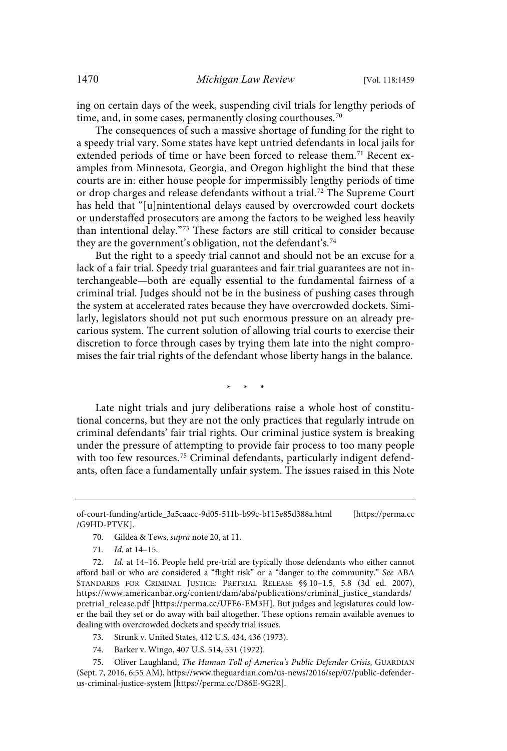ing on certain days of the week, suspending civil trials for lengthy periods of time, and, in some cases, permanently closing courthouses.[70]

The consequences of such a massive shortage of funding for the right to a speedy trial vary. Some states have kept untried defendants in local jails for extended periods of time or have been forced to release them.[71] Recent examples from Minnesota, Georgia, and Oregon highlight the bind that these courts are in: either house people for impermissibly lengthy periods of time or drop charges and release defendants without a trial.[72] The Supreme Court has held that "[u]nintentional delays caused by overcrowded court dockets or understaffed prosecutors are among the factors to be weighed less heavily than intentional delay."[73] These factors are still critical to consider because they are the government's obligation, not the defendant's.[74]

But the right to a speedy trial cannot and should not be an excuse for a lack of a fair trial. Speedy trial guarantees and fair trial guarantees are not interchangeable—both are equally essential to the fundamental fairness of a criminal trial. Judges should not be in the business of pushing cases through the system at accelerated rates because they have overcrowded dockets. Similarly, legislators should not put such enormous pressure on an already precarious system. The current solution of allowing trial courts to exercise their discretion to force through cases by trying them late into the night compromises the fair trial rights of the defendant whose liberty hangs in the balance.

\* \* \*

Late night trials and jury deliberations raise a whole host of constitutional concerns, but they are not the only practices that regularly intrude on criminal defendants' fair trial rights. Our criminal justice system is breaking under the pressure of attempting to provide fair process to too many people with too few resources.[75] Criminal defendants, particularly indigent defendants, often face a fundamentally unfair system. The issues raised in this Note

---

of-court-funding/article_3a5caacc-9d05-511b-b99c-b115e85d388a.html [https://perma.cc/G9HD-PTVK].

70. Gildea & Tews, *supra* note 20, at 11.

71. *Id.* at 14–15.

72. *Id.* at 14–16. People held pre-trial are typically those defendants who either cannot afford bail or who are considered a "flight risk" or a "danger to the community." *See* ABA STANDARDS FOR CRIMINAL JUSTICE: PRETRIAL RELEASE §§ 10–1.5, 5.8 (3d ed. 2007), https://www.americanbar.org/content/dam/aba/publications/criminal_justice_standards/pretrial_release.pdf [https://perma.cc/UFE6-EM3H]. But judges and legislatures could lower the bail they set or do away with bail altogether. These options remain available avenues to dealing with overcrowded dockets and speedy trial issues.

73. Strunk v. United States, 412 U.S. 434, 436 (1973).

74. Barker v. Wingo, 407 U.S. 514, 531 (1972).

75. Oliver Laughland, *The Human Toll of America's Public Defender Crisis*, GUARDIAN (Sept. 7, 2016, 6:55 AM), https://www.theguardian.com/us-news/2016/sep/07/public-defender-us-criminal-justice-system [https://perma.cc/D86E-9G2R].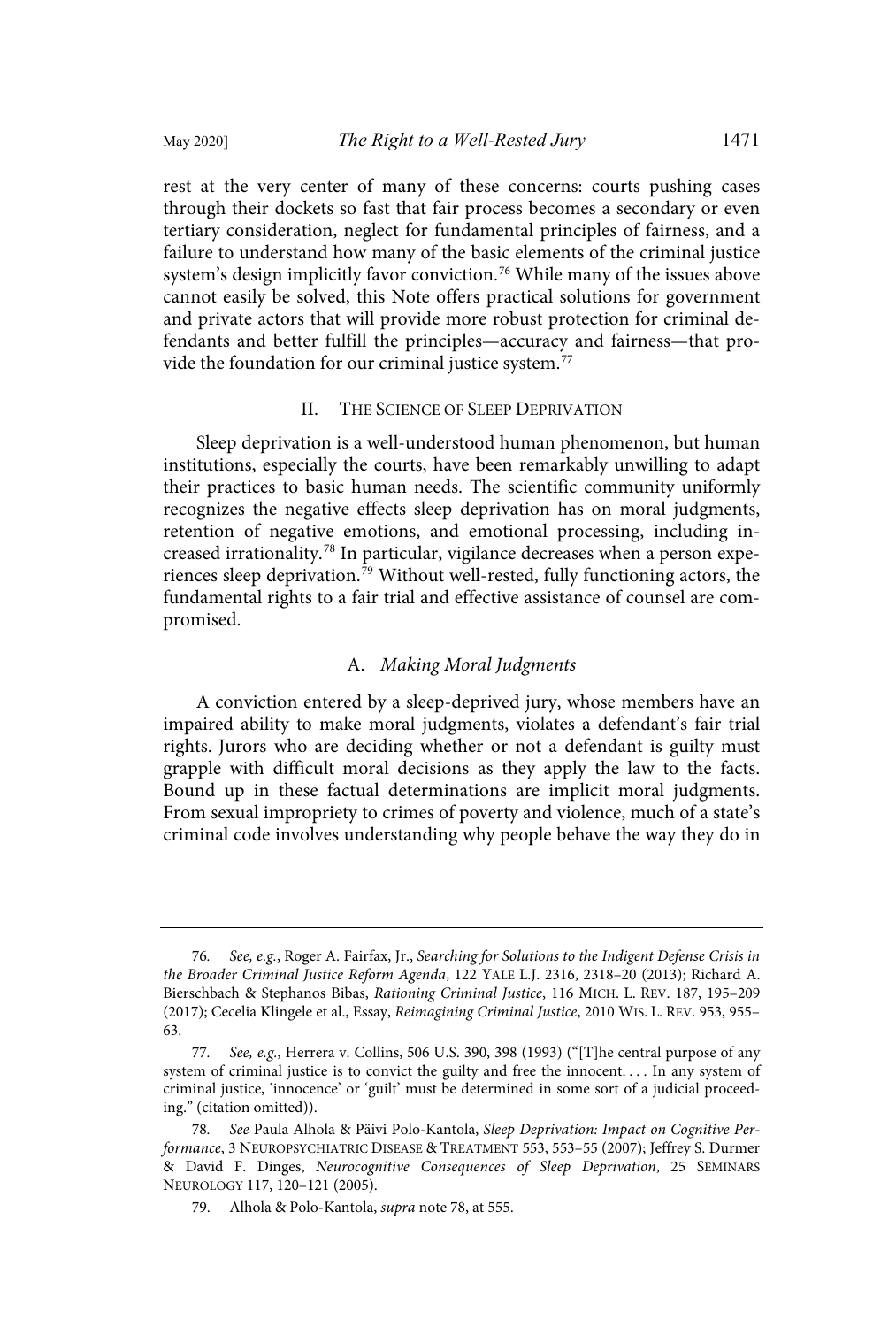rest at the very center of many of these concerns: courts pushing cases through their dockets so fast that fair process becomes a secondary or even tertiary consideration, neglect for fundamental principles of fairness, and a failure to understand how many of the basic elements of the criminal justice system's design implicitly favor conviction.[76] While many of the issues above cannot easily be solved, this Note offers practical solutions for government and private actors that will provide more robust protection for criminal defendants and better fulfill the principles—accuracy and fairness—that provide the foundation for our criminal justice system.[77]

## II. The Science of Sleep Deprivation

Sleep deprivation is a well-understood human phenomenon, but human institutions, especially the courts, have been remarkably unwilling to adapt their practices to basic human needs. The scientific community uniformly recognizes the negative effects sleep deprivation has on moral judgments, retention of negative emotions, and emotional processing, including increased irrationality.[78] In particular, vigilance decreases when a person experiences sleep deprivation.[79] Without well-rested, fully functioning actors, the fundamental rights to a fair trial and effective assistance of counsel are compromised.

### A. *Making Moral Judgments*

A conviction entered by a sleep-deprived jury, whose members have an impaired ability to make moral judgments, violates a defendant's fair trial rights. Jurors who are deciding whether or not a defendant is guilty must grapple with difficult moral decisions as they apply the law to the facts. Bound up in these factual determinations are implicit moral judgments. From sexual impropriety to crimes of poverty and violence, much of a state's criminal code involves understanding why people behave the way they do in

---

76. *See, e.g.*, Roger A. Fairfax, Jr., *Searching for Solutions to the Indigent Defense Crisis in the Broader Criminal Justice Reform Agenda*, 122 YALE L.J. 2316, 2318–20 (2013); Richard A. Bierschbach & Stephanos Bibas, *Rationing Criminal Justice*, 116 MICH. L. REV. 187, 195–209 (2017); Cecelia Klingele et al., Essay, *Reimagining Criminal Justice*, 2010 WIS. L. REV. 953, 955–63.

77. *See, e.g.*, Herrera v. Collins, 506 U.S. 390, 398 (1993) ("[T]he central purpose of any system of criminal justice is to convict the guilty and free the innocent. . . . In any system of criminal justice, 'innocence' or 'guilt' must be determined in some sort of a judicial proceeding." (citation omitted)).

78. *See* Paula Alhola & Päivi Polo-Kantola, *Sleep Deprivation: Impact on Cognitive Performance*, 3 NEUROPSYCHIATRIC DISEASE & TREATMENT 553, 553–55 (2007); Jeffrey S. Durmer & David F. Dinges, *Neurocognitive Consequences of Sleep Deprivation*, 25 SEMINARS NEUROLOGY 117, 120–121 (2005).

79. Alhola & Polo-Kantola, *supra* note 78, at 555.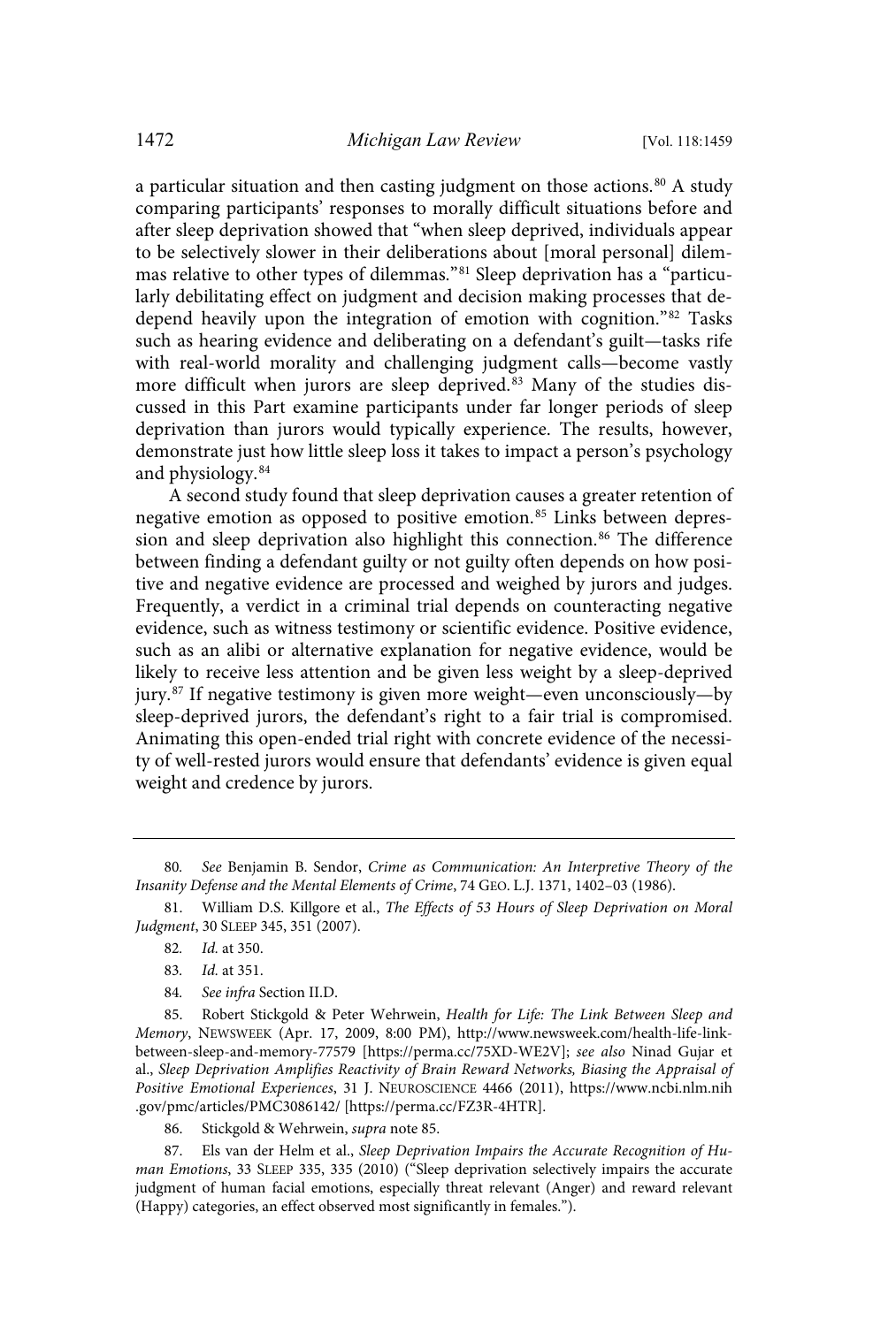a particular situation and then casting judgment on those actions.[80] A study comparing participants' responses to morally difficult situations before and after sleep deprivation showed that "when sleep deprived, individuals appear to be selectively slower in their deliberations about [moral personal] dilemmas relative to other types of dilemmas."[81] Sleep deprivation has a "particularly debilitating effect on judgment and decision making processes that dedepend heavily upon the integration of emotion with cognition."[82] Tasks such as hearing evidence and deliberating on a defendant's guilt—tasks rife with real-world morality and challenging judgment calls—become vastly more difficult when jurors are sleep deprived.[83] Many of the studies discussed in this Part examine participants under far longer periods of sleep deprivation than jurors would typically experience. The results, however, demonstrate just how little sleep loss it takes to impact a person's psychology and physiology.[84]

A second study found that sleep deprivation causes a greater retention of negative emotion as opposed to positive emotion.[85] Links between depression and sleep deprivation also highlight this connection.[86] The difference between finding a defendant guilty or not guilty often depends on how positive and negative evidence are processed and weighed by jurors and judges. Frequently, a verdict in a criminal trial depends on counteracting negative evidence, such as witness testimony or scientific evidence. Positive evidence, such as an alibi or alternative explanation for negative evidence, would be likely to receive less attention and be given less weight by a sleep-deprived jury.[87] If negative testimony is given more weight—even unconsciously—by sleep-deprived jurors, the defendant's right to a fair trial is compromised. Animating this open-ended trial right with concrete evidence of the necessity of well-rested jurors would ensure that defendants' evidence is given equal weight and credence by jurors.

---

80. *See* Benjamin B. Sendor, *Crime as Communication: An Interpretive Theory of the Insanity Defense and the Mental Elements of Crime*, 74 GEO. L.J. 1371, 1402–03 (1986).

81. William D.S. Killgore et al., *The Effects of 53 Hours of Sleep Deprivation on Moral Judgment*, 30 SLEEP 345, 351 (2007).

82. *Id.* at 350.

83. *Id.* at 351.

84. *See infra* Section II.D.

85. Robert Stickgold & Peter Wehrwein, *Health for Life: The Link Between Sleep and Memory*, NEWSWEEK (Apr. 17, 2009, 8:00 PM), http://www.newsweek.com/health-life-link-between-sleep-and-memory-77579 [https://perma.cc/75XD-WE2V]; *see also* Ninad Gujar et al., *Sleep Deprivation Amplifies Reactivity of Brain Reward Networks, Biasing the Appraisal of Positive Emotional Experiences*, 31 J. NEUROSCIENCE 4466 (2011), https://www.ncbi.nlm.nih.gov/pmc/articles/PMC3086142/ [https://perma.cc/FZ3R-4HTR].

86. Stickgold & Wehrwein, *supra* note 85.

87. Els van der Helm et al., *Sleep Deprivation Impairs the Accurate Recognition of Human Emotions*, 33 SLEEP 335, 335 (2010) ("Sleep deprivation selectively impairs the accurate judgment of human facial emotions, especially threat relevant (Anger) and reward relevant (Happy) categories, an effect observed most significantly in females.").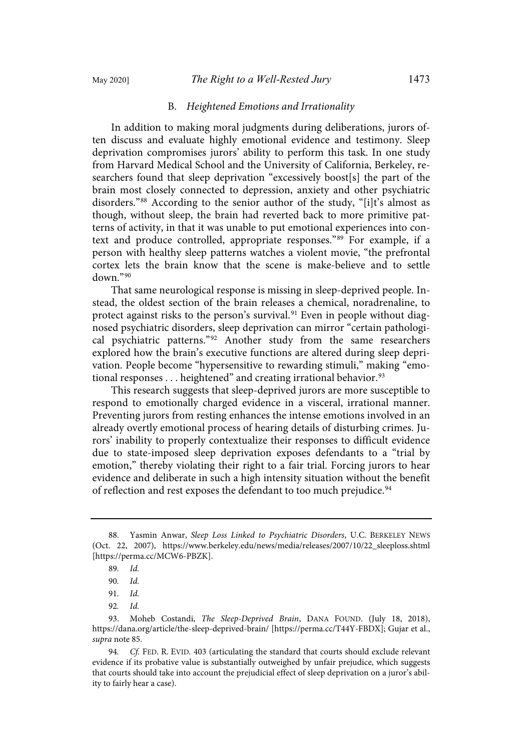### B. *Heightened Emotions and Irrationality*

In addition to making moral judgments during deliberations, jurors often discuss and evaluate highly emotional evidence and testimony. Sleep deprivation compromises jurors' ability to perform this task. In one study from Harvard Medical School and the University of California, Berkeley, researchers found that sleep deprivation "excessively boost[s] the part of the brain most closely connected to depression, anxiety and other psychiatric disorders."[88] According to the senior author of the study, "[i]t's almost as though, without sleep, the brain had reverted back to more primitive patterns of activity, in that it was unable to put emotional experiences into context and produce controlled, appropriate responses."[89] For example, if a person with healthy sleep patterns watches a violent movie, "the prefrontal cortex lets the brain know that the scene is make-believe and to settle down."[90]

That same neurological response is missing in sleep-deprived people. Instead, the oldest section of the brain releases a chemical, noradrenaline, to protect against risks to the person's survival.[91] Even in people without diagnosed psychiatric disorders, sleep deprivation can mirror "certain pathological psychiatric patterns."[92] Another study from the same researchers explored how the brain's executive functions are altered during sleep deprivation. People become "hypersensitive to rewarding stimuli," making "emotional responses . . . heightened" and creating irrational behavior.[93]

This research suggests that sleep-deprived jurors are more susceptible to respond to emotionally charged evidence in a visceral, irrational manner. Preventing jurors from resting enhances the intense emotions involved in an already overtly emotional process of hearing details of disturbing crimes. Jurors' inability to properly contextualize their responses to difficult evidence due to state-imposed sleep deprivation exposes defendants to a "trial by emotion," thereby violating their right to a fair trial. Forcing jurors to hear evidence and deliberate in such a high intensity situation without the benefit of reflection and rest exposes the defendant to too much prejudice.[94]

---

88. Yasmin Anwar, *Sleep Loss Linked to Psychiatric Disorders*, U.C. BERKELEY NEWS (Oct. 22, 2007), https://www.berkeley.edu/news/media/releases/2007/10/22_sleeploss.shtml [https://perma.cc/MCW6-PBZK].

89. *Id.*

90. *Id.*

91. *Id.*

92. *Id.*

93. Moheb Costandi, *The Sleep-Deprived Brain*, DANA FOUND. (July 18, 2018), https://dana.org/article/the-sleep-deprived-brain/ [https://perma.cc/T44Y-FBDX]; Gujar et al., *supra* note 85.

94. *Cf.* FED. R. EVID. 403 (articulating the standard that courts should exclude relevant evidence if its probative value is substantially outweighed by unfair prejudice, which suggests that courts should take into account the prejudicial effect of sleep deprivation on a juror's ability to fairly hear a case).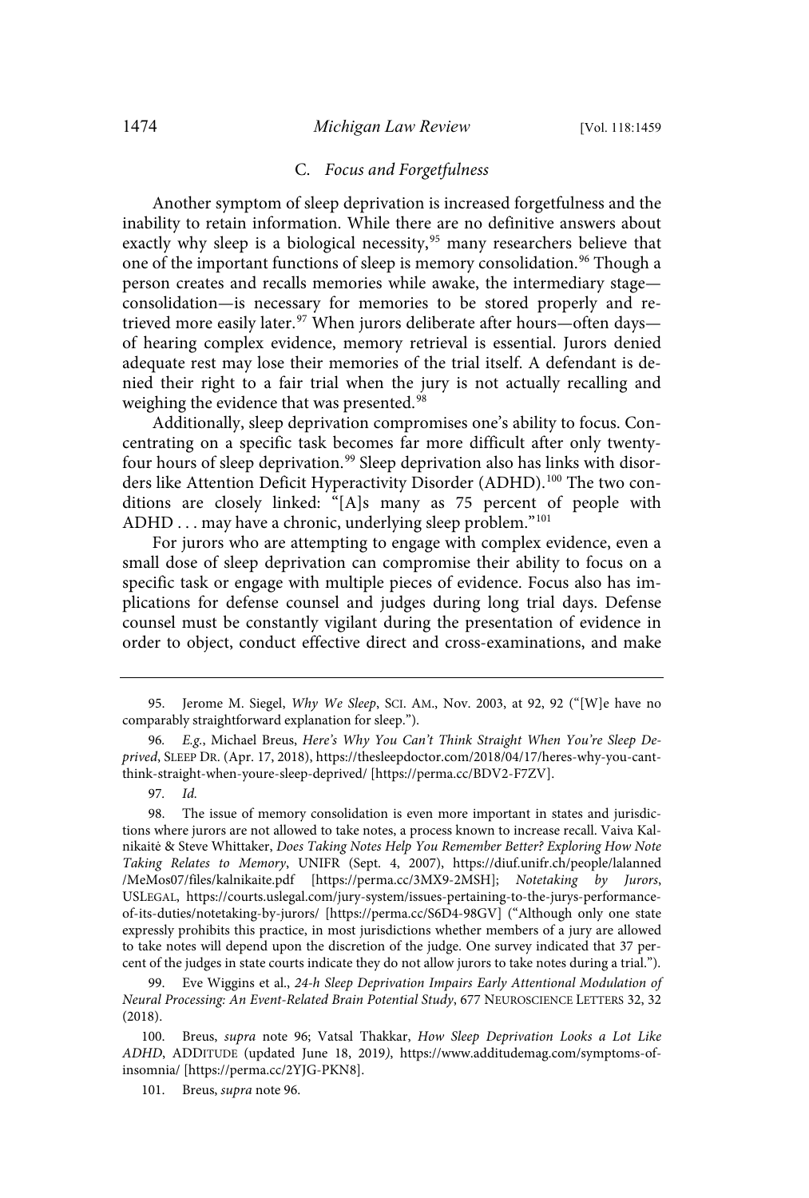### C. *Focus and Forgetfulness*

Another symptom of sleep deprivation is increased forgetfulness and the inability to retain information. While there are no definitive answers about exactly why sleep is a biological necessity,[95] many researchers believe that one of the important functions of sleep is memory consolidation.[96] Though a person creates and recalls memories while awake, the intermediary stage—consolidation—is necessary for memories to be stored properly and retrieved more easily later.[97] When jurors deliberate after hours—often days—of hearing complex evidence, memory retrieval is essential. Jurors denied adequate rest may lose their memories of the trial itself. A defendant is denied their right to a fair trial when the jury is not actually recalling and weighing the evidence that was presented.[98]

Additionally, sleep deprivation compromises one's ability to focus. Concentrating on a specific task becomes far more difficult after only twenty-four hours of sleep deprivation.[99] Sleep deprivation also has links with disorders like Attention Deficit Hyperactivity Disorder (ADHD).[100] The two conditions are closely linked: "[A]s many as 75 percent of people with ADHD . . . may have a chronic, underlying sleep problem."[101]

For jurors who are attempting to engage with complex evidence, even a small dose of sleep deprivation can compromise their ability to focus on a specific task or engage with multiple pieces of evidence. Focus also has implications for defense counsel and judges during long trial days. Defense counsel must be constantly vigilant during the presentation of evidence in order to object, conduct effective direct and cross-examinations, and make

---

95. Jerome M. Siegel, *Why We Sleep*, SCI. AM., Nov. 2003, at 92, 92 ("[W]e have no comparably straightforward explanation for sleep.").

96. *E.g.*, Michael Breus, *Here's Why You Can't Think Straight When You're Sleep Deprived*, SLEEP DR. (Apr. 17, 2018), https://thesleepdoctor.com/2018/04/17/heres-why-you-cant-think-straight-when-youre-sleep-deprived/ [https://perma.cc/BDV2-F7ZV].

97. *Id.*

98. The issue of memory consolidation is even more important in states and jurisdictions where jurors are not allowed to take notes, a process known to increase recall. Vaiva Kalnikaitė & Steve Whittaker, *Does Taking Notes Help You Remember Better? Exploring How Note Taking Relates to Memory*, UNIFR (Sept. 4, 2007), https://diuf.unifr.ch/people/lalanned/MeMos07/files/kalnikaite.pdf [https://perma.cc/3MX9-2MSH]; *Notetaking by Jurors*, USLEGAL, https://courts.uslegal.com/jury-system/issues-pertaining-to-the-jurys-performance-of-its-duties/notetaking-by-jurors/ [https://perma.cc/S6D4-98GV] ("Although only one state expressly prohibits this practice, in most jurisdictions whether members of a jury are allowed to take notes will depend upon the discretion of the judge. One survey indicated that 37 percent of the judges in state courts indicate they do not allow jurors to take notes during a trial.").

99. Eve Wiggins et al., *24-h Sleep Deprivation Impairs Early Attentional Modulation of Neural Processing: An Event-Related Brain Potential Study*, 677 NEUROSCIENCE LETTERS 32, 32 (2018).

100. Breus, *supra* note 96; Vatsal Thakkar, *How Sleep Deprivation Looks a Lot Like ADHD*, ADDITUDE (updated June 18, 2019), https://www.additudemag.com/symptoms-of-insomnia/ [https://perma.cc/2YJG-PKN8].

101. Breus, *supra* note 96.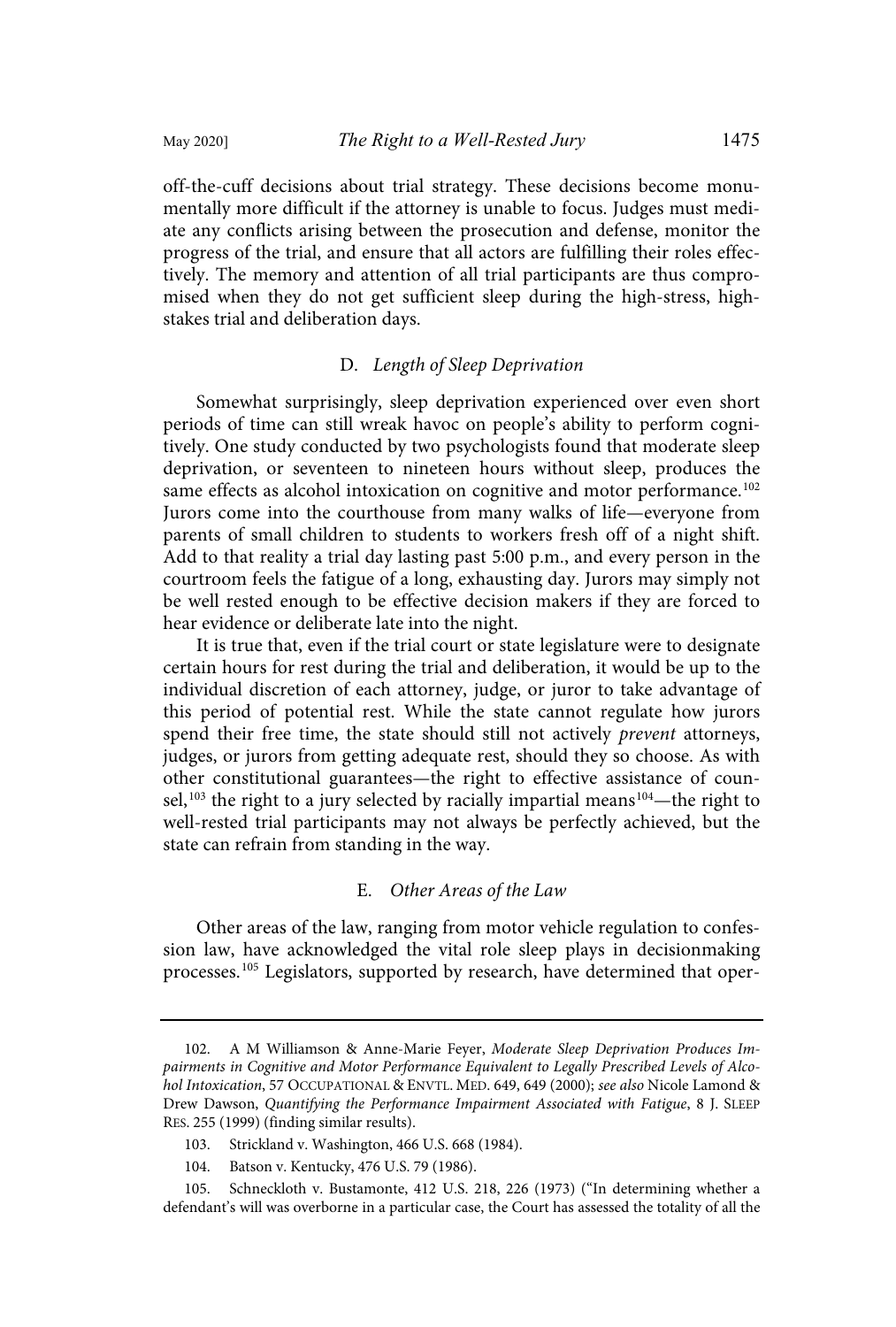off-the-cuff decisions about trial strategy. These decisions become monumentally more difficult if the attorney is unable to focus. Judges must mediate any conflicts arising between the prosecution and defense, monitor the progress of the trial, and ensure that all actors are fulfilling their roles effectively. The memory and attention of all trial participants are thus compromised when they do not get sufficient sleep during the high-stress, high-stakes trial and deliberation days.

### D. *Length of Sleep Deprivation*

Somewhat surprisingly, sleep deprivation experienced over even short periods of time can still wreak havoc on people's ability to perform cognitively. One study conducted by two psychologists found that moderate sleep deprivation, or seventeen to nineteen hours without sleep, produces the same effects as alcohol intoxication on cognitive and motor performance.[102] Jurors come into the courthouse from many walks of life—everyone from parents of small children to students to workers fresh off of a night shift. Add to that reality a trial day lasting past 5:00 p.m., and every person in the courtroom feels the fatigue of a long, exhausting day. Jurors may simply not be well rested enough to be effective decision makers if they are forced to hear evidence or deliberate late into the night.

It is true that, even if the trial court or state legislature were to designate certain hours for rest during the trial and deliberation, it would be up to the individual discretion of each attorney, judge, or juror to take advantage of this period of potential rest. While the state cannot regulate how jurors spend their free time, the state should still not actively *prevent* attorneys, judges, or jurors from getting adequate rest, should they so choose. As with other constitutional guarantees—the right to effective assistance of counsel,[103] the right to a jury selected by racially impartial means[104]—the right to well-rested trial participants may not always be perfectly achieved, but the state can refrain from standing in the way.

### E. *Other Areas of the Law*

Other areas of the law, ranging from motor vehicle regulation to confession law, have acknowledged the vital role sleep plays in decisionmaking processes.[105] Legislators, supported by research, have determined that oper-

---

102. A M Williamson & Anne-Marie Feyer, *Moderate Sleep Deprivation Produces Impairments in Cognitive and Motor Performance Equivalent to Legally Prescribed Levels of Alcohol Intoxication*, 57 OCCUPATIONAL & ENVTL. MED. 649, 649 (2000); *see also* Nicole Lamond & Drew Dawson, *Quantifying the Performance Impairment Associated with Fatigue*, 8 J. SLEEP RES. 255 (1999) (finding similar results).

103. Strickland v. Washington, 466 U.S. 668 (1984).

104. Batson v. Kentucky, 476 U.S. 79 (1986).

105. Schneckloth v. Bustamonte, 412 U.S. 218, 226 (1973) ("In determining whether a defendant's will was overborne in a particular case, the Court has assessed the totality of all the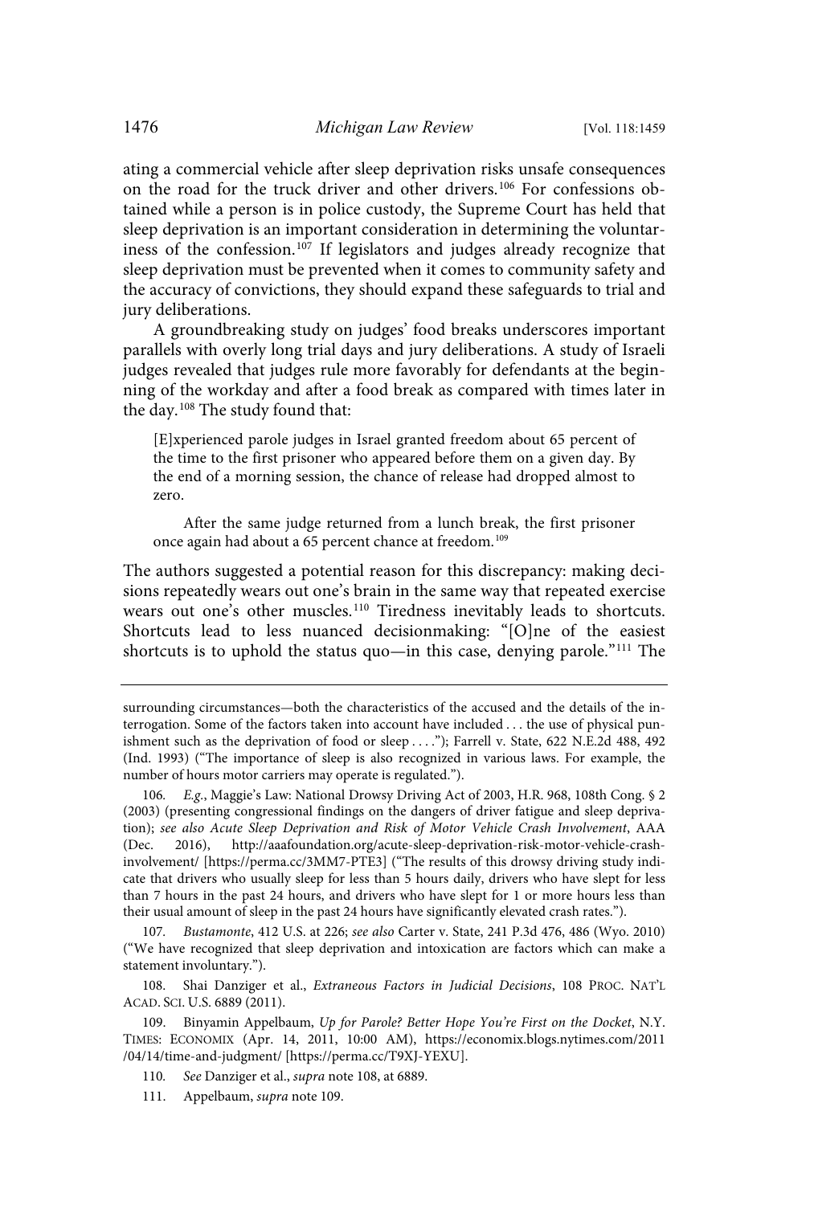ating a commercial vehicle after sleep deprivation risks unsafe consequences on the road for the truck driver and other drivers.[106] For confessions obtained while a person is in police custody, the Supreme Court has held that sleep deprivation is an important consideration in determining the voluntariness of the confession.[107] If legislators and judges already recognize that sleep deprivation must be prevented when it comes to community safety and the accuracy of convictions, they should expand these safeguards to trial and jury deliberations.

A groundbreaking study on judges' food breaks underscores important parallels with overly long trial days and jury deliberations. A study of Israeli judges revealed that judges rule more favorably for defendants at the beginning of the workday and after a food break as compared with times later in the day.[108] The study found that:

> [E]xperienced parole judges in Israel granted freedom about 65 percent of the time to the first prisoner who appeared before them on a given day. By the end of a morning session, the chance of release had dropped almost to zero.
>
> After the same judge returned from a lunch break, the first prisoner once again had about a 65 percent chance at freedom.[109]

The authors suggested a potential reason for this discrepancy: making decisions repeatedly wears out one's brain in the same way that repeated exercise wears out one's other muscles.[110] Tiredness inevitably leads to shortcuts. Shortcuts lead to less nuanced decisionmaking: "[O]ne of the easiest shortcuts is to uphold the status quo—in this case, denying parole."[111] The

---

surrounding circumstances—both the characteristics of the accused and the details of the interrogation. Some of the factors taken into account have included . . . the use of physical punishment such as the deprivation of food or sleep . . . ."); Farrell v. State, 622 N.E.2d 488, 492 (Ind. 1993) ("The importance of sleep is also recognized in various laws. For example, the number of hours motor carriers may operate is regulated.").

106. *E.g.*, Maggie's Law: National Drowsy Driving Act of 2003, H.R. 968, 108th Cong. § 2 (2003) (presenting congressional findings on the dangers of driver fatigue and sleep deprivation); *see also Acute Sleep Deprivation and Risk of Motor Vehicle Crash Involvement*, AAA (Dec. 2016), http://aaafoundation.org/acute-sleep-deprivation-risk-motor-vehicle-crash-involvement/ [https://perma.cc/3MM7-PTE3] ("The results of this drowsy driving study indicate that drivers who usually sleep for less than 5 hours daily, drivers who have slept for less than 7 hours in the past 24 hours, and drivers who have slept for 1 or more hours less than their usual amount of sleep in the past 24 hours have significantly elevated crash rates.").

107. *Bustamonte*, 412 U.S. at 226; *see also* Carter v. State, 241 P.3d 476, 486 (Wyo. 2010) ("We have recognized that sleep deprivation and intoxication are factors which can make a statement involuntary.").

108. Shai Danziger et al., *Extraneous Factors in Judicial Decisions*, 108 PROC. NAT'L ACAD. SCI. U.S. 6889 (2011).

109. Binyamin Appelbaum, *Up for Parole? Better Hope You're First on the Docket*, N.Y. TIMES: ECONOMIX (Apr. 14, 2011, 10:00 AM), https://economix.blogs.nytimes.com/2011/04/14/time-and-judgment/ [https://perma.cc/T9XJ-YEXU].

110. *See* Danziger et al., *supra* note 108, at 6889.

111. Appelbaum, *supra* note 109.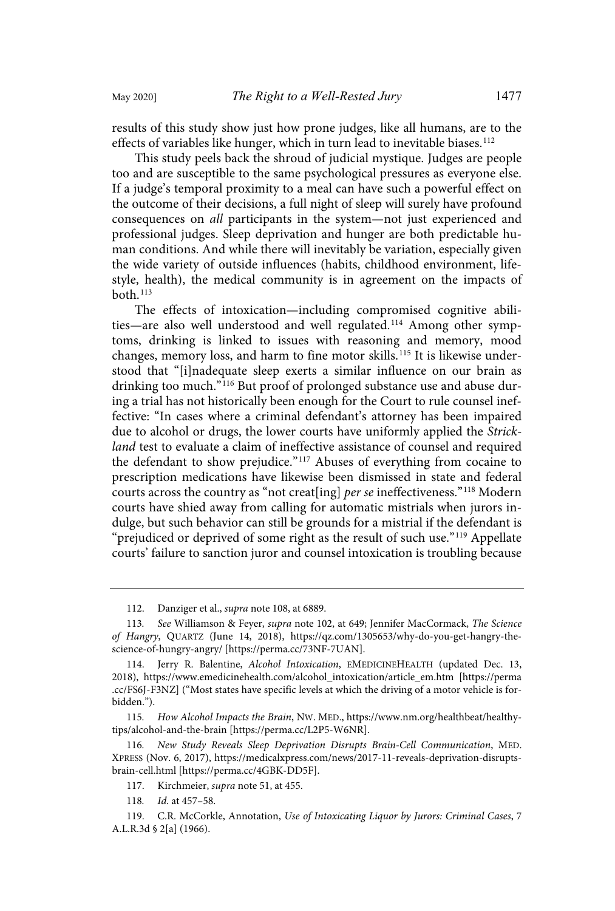results of this study show just how prone judges, like all humans, are to the effects of variables like hunger, which in turn lead to inevitable biases.[112]

This study peels back the shroud of judicial mystique. Judges are people too and are susceptible to the same psychological pressures as everyone else. If a judge's temporal proximity to a meal can have such a powerful effect on the outcome of their decisions, a full night of sleep will surely have profound consequences on *all* participants in the system—not just experienced and professional judges. Sleep deprivation and hunger are both predictable human conditions. And while there will inevitably be variation, especially given the wide variety of outside influences (habits, childhood environment, lifestyle, health), the medical community is in agreement on the impacts of both.[113]

The effects of intoxication—including compromised cognitive abilities—are also well understood and well regulated.[114] Among other symptoms, drinking is linked to issues with reasoning and memory, mood changes, memory loss, and harm to fine motor skills.[115] It is likewise understood that "[i]nadequate sleep exerts a similar influence on our brain as drinking too much."[116] But proof of prolonged substance use and abuse during a trial has not historically been enough for the Court to rule counsel ineffective: "In cases where a criminal defendant's attorney has been impaired due to alcohol or drugs, the lower courts have uniformly applied the *Strickland* test to evaluate a claim of ineffective assistance of counsel and required the defendant to show prejudice."[117] Abuses of everything from cocaine to prescription medications have likewise been dismissed in state and federal courts across the country as "not creat[ing] *per se* ineffectiveness."[118] Modern courts have shied away from calling for automatic mistrials when jurors indulge, but such behavior can still be grounds for a mistrial if the defendant is "prejudiced or deprived of some right as the result of such use."[119] Appellate courts' failure to sanction juror and counsel intoxication is troubling because

---

112. Danziger et al., *supra* note 108, at 6889.

113. *See* Williamson & Feyer, *supra* note 102, at 649; Jennifer MacCormack, *The Science of Hangry*, QUARTZ (June 14, 2018), https://qz.com/1305653/why-do-you-get-hangry-the-science-of-hungry-angry/ [https://perma.cc/73NF-7UAN].

114. Jerry R. Balentine, *Alcohol Intoxication*, EMEDICINEHEALTH (updated Dec. 13, 2018), https://www.emedicinehealth.com/alcohol_intoxication/article_em.htm [https://perma.cc/FS6J-F3NZ] ("Most states have specific levels at which the driving of a motor vehicle is forbidden.").

115. *How Alcohol Impacts the Brain*, NW. MED., https://www.nm.org/healthbeat/healthy-tips/alcohol-and-the-brain [https://perma.cc/L2P5-W6NR].

116. *New Study Reveals Sleep Deprivation Disrupts Brain-Cell Communication*, MED. XPRESS (Nov. 6, 2017), https://medicalxpress.com/news/2017-11-reveals-deprivation-disrupts-brain-cell.html [https://perma.cc/4GBK-DD5F].

117. Kirchmeier, *supra* note 51, at 455.

118. *Id.* at 457–58.

119. C.R. McCorkle, Annotation, *Use of Intoxicating Liquor by Jurors: Criminal Cases*, 7 A.L.R.3d § 2[a] (1966).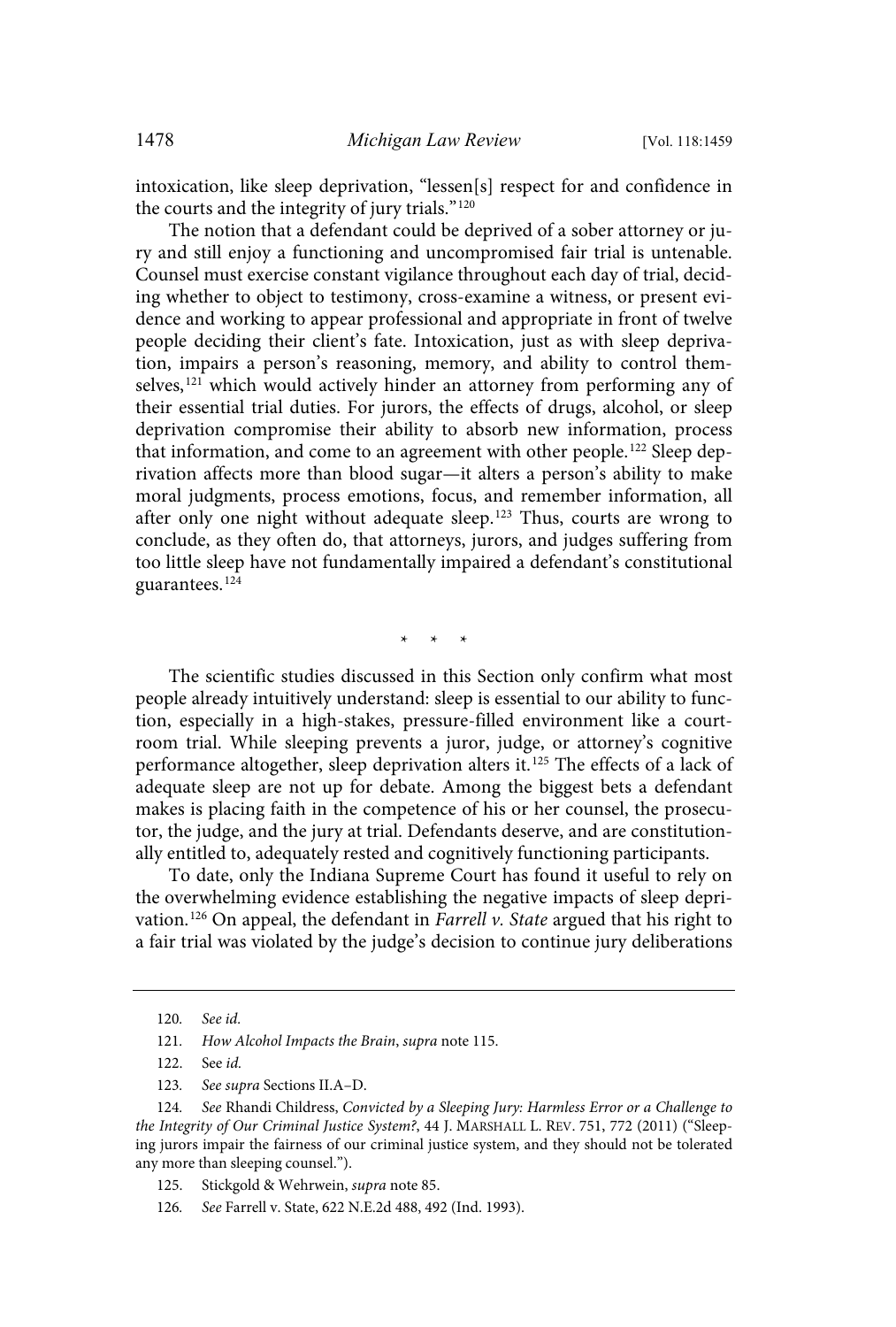intoxication, like sleep deprivation, "lessen[s] respect for and confidence in the courts and the integrity of jury trials."[120]

The notion that a defendant could be deprived of a sober attorney or jury and still enjoy a functioning and uncompromised fair trial is untenable. Counsel must exercise constant vigilance throughout each day of trial, deciding whether to object to testimony, cross-examine a witness, or present evidence and working to appear professional and appropriate in front of twelve people deciding their client's fate. Intoxication, just as with sleep deprivation, impairs a person's reasoning, memory, and ability to control themselves,[121] which would actively hinder an attorney from performing any of their essential trial duties. For jurors, the effects of drugs, alcohol, or sleep deprivation compromise their ability to absorb new information, process that information, and come to an agreement with other people.[122] Sleep deprivation affects more than blood sugar—it alters a person's ability to make moral judgments, process emotions, focus, and remember information, all after only one night without adequate sleep.[123] Thus, courts are wrong to conclude, as they often do, that attorneys, jurors, and judges suffering from too little sleep have not fundamentally impaired a defendant's constitutional guarantees.[124]

\* \* \*

The scientific studies discussed in this Section only confirm what most people already intuitively understand: sleep is essential to our ability to function, especially in a high-stakes, pressure-filled environment like a courtroom trial. While sleeping prevents a juror, judge, or attorney's cognitive performance altogether, sleep deprivation alters it.[125] The effects of a lack of adequate sleep are not up for debate. Among the biggest bets a defendant makes is placing faith in the competence of his or her counsel, the prosecutor, the judge, and the jury at trial. Defendants deserve, and are constitutionally entitled to, adequately rested and cognitively functioning participants.

To date, only the Indiana Supreme Court has found it useful to rely on the overwhelming evidence establishing the negative impacts of sleep deprivation.[126] On appeal, the defendant in *Farrell v. State* argued that his right to a fair trial was violated by the judge's decision to continue jury deliberations

---

120. *See id.*

121. *How Alcohol Impacts the Brain*, *supra* note 115.

122. See *id.*

123. *See supra* Sections II.A–D.

124. *See* Rhandi Childress, *Convicted by a Sleeping Jury: Harmless Error or a Challenge to the Integrity of Our Criminal Justice System?*, 44 J. MARSHALL L. REV. 751, 772 (2011) ("Sleeping jurors impair the fairness of our criminal justice system, and they should not be tolerated any more than sleeping counsel.").

125. Stickgold & Wehrwein, *supra* note 85.

126. *See* Farrell v. State, 622 N.E.2d 488, 492 (Ind. 1993).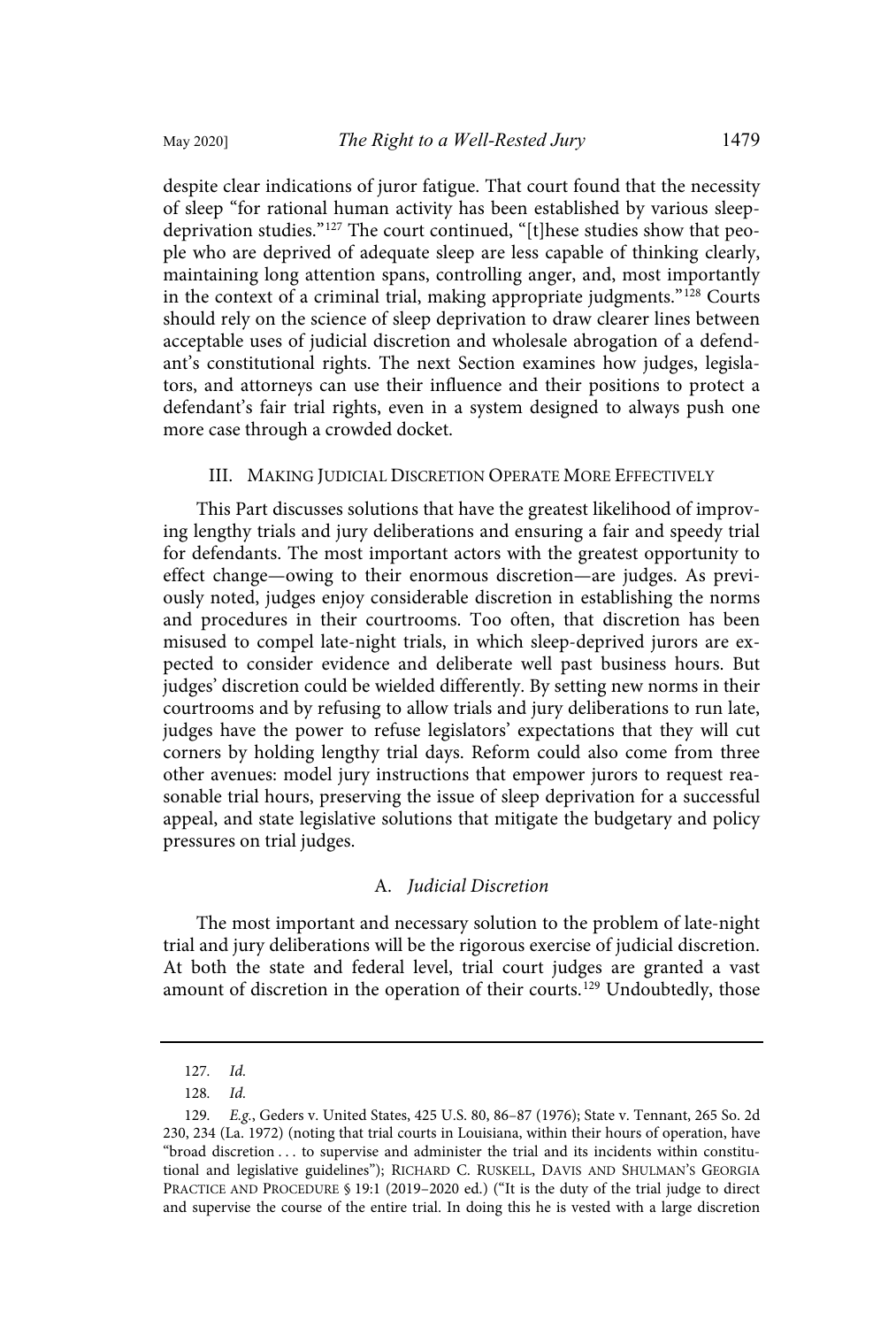despite clear indications of juror fatigue. That court found that the necessity of sleep "for rational human activity has been established by various sleep-deprivation studies."[127] The court continued, "[t]hese studies show that people who are deprived of adequate sleep are less capable of thinking clearly, maintaining long attention spans, controlling anger, and, most importantly in the context of a criminal trial, making appropriate judgments."[128] Courts should rely on the science of sleep deprivation to draw clearer lines between acceptable uses of judicial discretion and wholesale abrogation of a defendant's constitutional rights. The next Section examines how judges, legislators, and attorneys can use their influence and their positions to protect a defendant's fair trial rights, even in a system designed to always push one more case through a crowded docket.

## III. Making Judicial Discretion Operate More Effectively

This Part discusses solutions that have the greatest likelihood of improving lengthy trials and jury deliberations and ensuring a fair and speedy trial for defendants. The most important actors with the greatest opportunity to effect change—owing to their enormous discretion—are judges. As previously noted, judges enjoy considerable discretion in establishing the norms and procedures in their courtrooms. Too often, that discretion has been misused to compel late-night trials, in which sleep-deprived jurors are expected to consider evidence and deliberate well past business hours. But judges' discretion could be wielded differently. By setting new norms in their courtrooms and by refusing to allow trials and jury deliberations to run late, judges have the power to refuse legislators' expectations that they will cut corners by holding lengthy trial days. Reform could also come from three other avenues: model jury instructions that empower jurors to request reasonable trial hours, preserving the issue of sleep deprivation for a successful appeal, and state legislative solutions that mitigate the budgetary and policy pressures on trial judges.

### A. *Judicial Discretion*

The most important and necessary solution to the problem of late-night trial and jury deliberations will be the rigorous exercise of judicial discretion. At both the state and federal level, trial court judges are granted a vast amount of discretion in the operation of their courts.[129] Undoubtedly, those

---

127. *Id.*

128. *Id.*

129. *E.g.*, Geders v. United States, 425 U.S. 80, 86–87 (1976); State v. Tennant, 265 So. 2d 230, 234 (La. 1972) (noting that trial courts in Louisiana, within their hours of operation, have "broad discretion . . . to supervise and administer the trial and its incidents within constitutional and legislative guidelines"); Richard C. Ruskell, Davis and Shulman's Georgia Practice and Procedure § 19:1 (2019–2020 ed.) ("It is the duty of the trial judge to direct and supervise the course of the entire trial. In doing this he is vested with a large discretion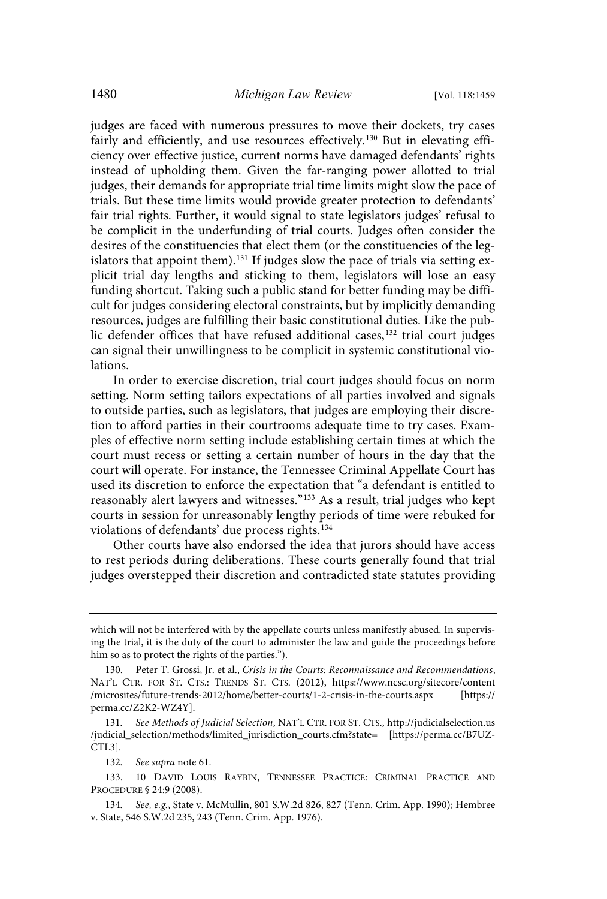judges are faced with numerous pressures to move their dockets, try cases fairly and efficiently, and use resources effectively.[130] But in elevating efficiency over effective justice, current norms have damaged defendants' rights instead of upholding them. Given the far-ranging power allotted to trial judges, their demands for appropriate trial time limits might slow the pace of trials. But these time limits would provide greater protection to defendants' fair trial rights. Further, it would signal to state legislators judges' refusal to be complicit in the underfunding of trial courts. Judges often consider the desires of the constituencies that elect them (or the constituencies of the legislators that appoint them).[131] If judges slow the pace of trials via setting explicit trial day lengths and sticking to them, legislators will lose an easy funding shortcut. Taking such a public stand for better funding may be difficult for judges considering electoral constraints, but by implicitly demanding resources, judges are fulfilling their basic constitutional duties. Like the public defender offices that have refused additional cases,[132] trial court judges can signal their unwillingness to be complicit in systemic constitutional violations.

In order to exercise discretion, trial court judges should focus on norm setting. Norm setting tailors expectations of all parties involved and signals to outside parties, such as legislators, that judges are employing their discretion to afford parties in their courtrooms adequate time to try cases. Examples of effective norm setting include establishing certain times at which the court must recess or setting a certain number of hours in the day that the court will operate. For instance, the Tennessee Criminal Appellate Court has used its discretion to enforce the expectation that "a defendant is entitled to reasonably alert lawyers and witnesses."[133] As a result, trial judges who kept courts in session for unreasonably lengthy periods of time were rebuked for violations of defendants' due process rights.[134]

Other courts have also endorsed the idea that jurors should have access to rest periods during deliberations. These courts generally found that trial judges overstepped their discretion and contradicted state statutes providing

---

which will not be interfered with by the appellate courts unless manifestly abused. In supervising the trial, it is the duty of the court to administer the law and guide the proceedings before him so as to protect the rights of the parties.").

130. Peter T. Grossi, Jr. et al., *Crisis in the Courts: Reconnaissance and Recommendations*, NAT'L CTR. FOR ST. CTS.: TRENDS ST. CTS. (2012), https://www.ncsc.org/sitecore/content/microsites/future-trends-2012/home/better-courts/1-2-crisis-in-the-courts.aspx [https://perma.cc/Z2K2-WZ4Y].

131. *See Methods of Judicial Selection*, NAT'L CTR. FOR ST. CTS., http://judicialselection.us/judicial_selection/methods/limited_jurisdiction_courts.cfm?state= [https://perma.cc/B7UZ-CTL3].

132. *See supra* note 61.

133. 10 DAVID LOUIS RAYBIN, TENNESSEE PRACTICE: CRIMINAL PRACTICE AND PROCEDURE § 24:9 (2008).

134. *See, e.g.*, State v. McMullin, 801 S.W.2d 826, 827 (Tenn. Crim. App. 1990); Hembree v. State, 546 S.W.2d 235, 243 (Tenn. Crim. App. 1976).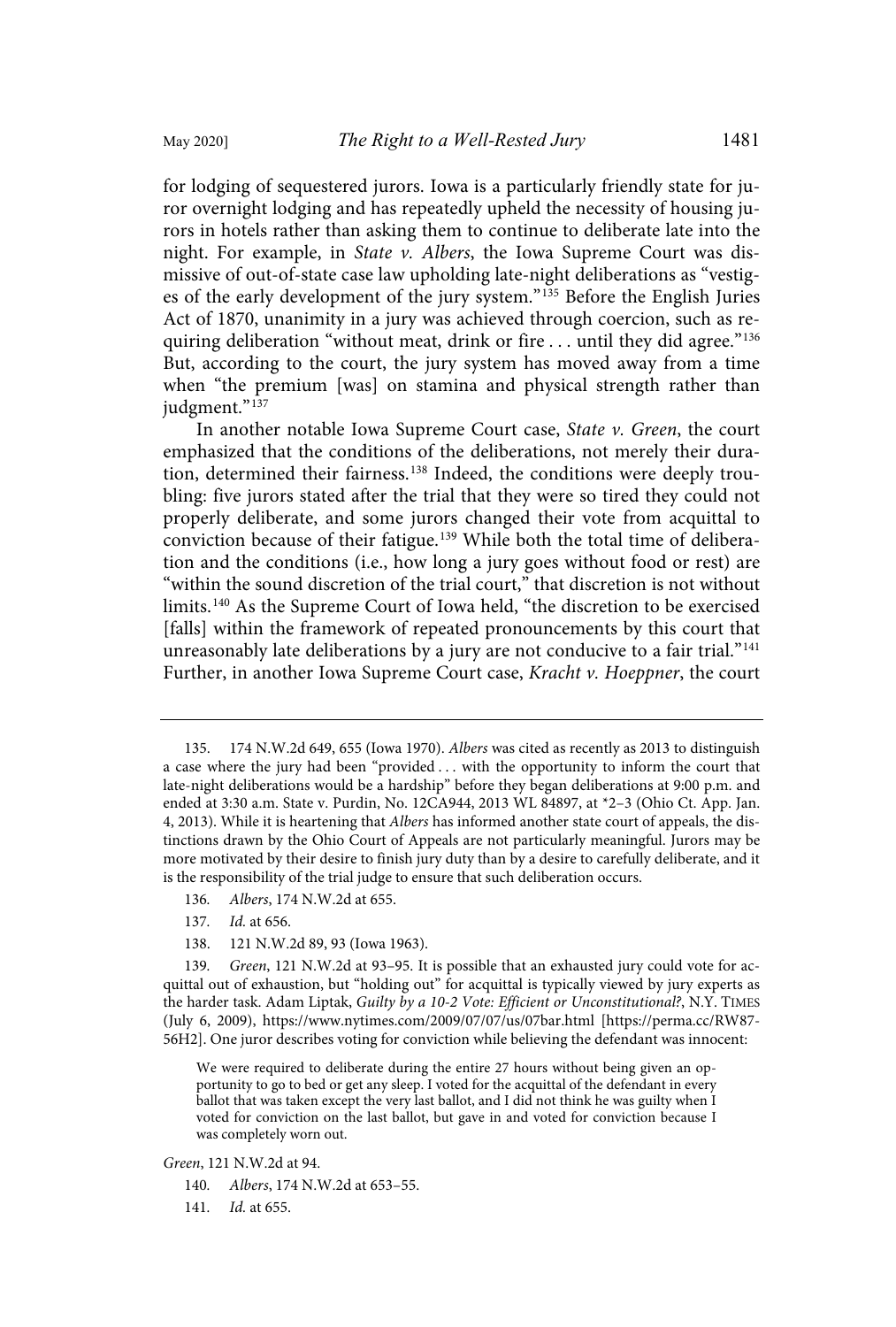for lodging of sequestered jurors. Iowa is a particularly friendly state for juror overnight lodging and has repeatedly upheld the necessity of housing jurors in hotels rather than asking them to continue to deliberate late into the night. For example, in *State v. Albers*, the Iowa Supreme Court was dismissive of out-of-state case law upholding late-night deliberations as "vestiges of the early development of the jury system."[135] Before the English Juries Act of 1870, unanimity in a jury was achieved through coercion, such as requiring deliberation "without meat, drink or fire . . . until they did agree."[136] But, according to the court, the jury system has moved away from a time when "the premium [was] on stamina and physical strength rather than judgment."[137]

In another notable Iowa Supreme Court case, *State v. Green*, the court emphasized that the conditions of the deliberations, not merely their duration, determined their fairness.[138] Indeed, the conditions were deeply troubling: five jurors stated after the trial that they were so tired they could not properly deliberate, and some jurors changed their vote from acquittal to conviction because of their fatigue.[139] While both the total time of deliberation and the conditions (i.e., how long a jury goes without food or rest) are "within the sound discretion of the trial court," that discretion is not without limits.[140] As the Supreme Court of Iowa held, "the discretion to be exercised [falls] within the framework of repeated pronouncements by this court that unreasonably late deliberations by a jury are not conducive to a fair trial."[141] Further, in another Iowa Supreme Court case, *Kracht v. Hoeppner*, the court

---

135. 174 N.W.2d 649, 655 (Iowa 1970). *Albers* was cited as recently as 2013 to distinguish a case where the jury had been "provided . . . with the opportunity to inform the court that late-night deliberations would be a hardship" before they began deliberations at 9:00 p.m. and ended at 3:30 a.m. State v. Purdin, No. 12CA944, 2013 WL 84897, at *2–3 (Ohio Ct. App. Jan. 4, 2013). While it is heartening that *Albers* has informed another state court of appeals, the distinctions drawn by the Ohio Court of Appeals are not particularly meaningful. Jurors may be more motivated by their desire to finish jury duty than by a desire to carefully deliberate, and it is the responsibility of the trial judge to ensure that such deliberation occurs.

136. *Albers*, 174 N.W.2d at 655.

137. *Id.* at 656.

138. 121 N.W.2d 89, 93 (Iowa 1963).

139. *Green*, 121 N.W.2d at 93–95. It is possible that an exhausted jury could vote for acquittal out of exhaustion, but "holding out" for acquittal is typically viewed by jury experts as the harder task. Adam Liptak, *Guilty by a 10-2 Vote: Efficient or Unconstitutional?*, N.Y. TIMES (July 6, 2009), https://www.nytimes.com/2009/07/07/us/07bar.html [https://perma.cc/RW87-56H2]. One juror describes voting for conviction while believing the defendant was innocent:

> We were required to deliberate during the entire 27 hours without being given an opportunity to go to bed or get any sleep. I voted for the acquittal of the defendant in every ballot that was taken except the very last ballot, and I did not think he was guilty when I voted for conviction on the last ballot, but gave in and voted for conviction because I was completely worn out.

*Green*, 121 N.W.2d at 94.

140. *Albers*, 174 N.W.2d at 653–55.

141. *Id.* at 655.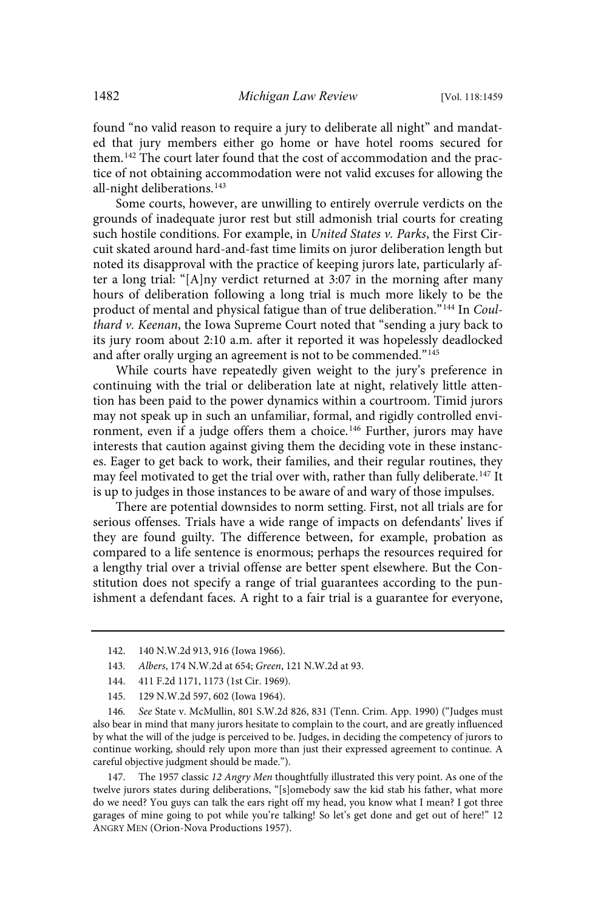found "no valid reason to require a jury to deliberate all night" and mandated that jury members either go home or have hotel rooms secured for them.[142] The court later found that the cost of accommodation and the practice of not obtaining accommodation were not valid excuses for allowing the all-night deliberations.[143]

Some courts, however, are unwilling to entirely overrule verdicts on the grounds of inadequate juror rest but still admonish trial courts for creating such hostile conditions. For example, in *United States v. Parks*, the First Circuit skated around hard-and-fast time limits on juror deliberation length but noted its disapproval with the practice of keeping jurors late, particularly after a long trial: "[A]ny verdict returned at 3:07 in the morning after many hours of deliberation following a long trial is much more likely to be the product of mental and physical fatigue than of true deliberation."[144] In *Coulthard v. Keenan*, the Iowa Supreme Court noted that "sending a jury back to its jury room about 2:10 a.m. after it reported it was hopelessly deadlocked and after orally urging an agreement is not to be commended."[145]

While courts have repeatedly given weight to the jury's preference in continuing with the trial or deliberation late at night, relatively little attention has been paid to the power dynamics within a courtroom. Timid jurors may not speak up in such an unfamiliar, formal, and rigidly controlled environment, even if a judge offers them a choice.[146] Further, jurors may have interests that caution against giving them the deciding vote in these instances. Eager to get back to work, their families, and their regular routines, they may feel motivated to get the trial over with, rather than fully deliberate.[147] It is up to judges in those instances to be aware of and wary of those impulses.

There are potential downsides to norm setting. First, not all trials are for serious offenses. Trials have a wide range of impacts on defendants' lives if they are found guilty. The difference between, for example, probation as compared to a life sentence is enormous; perhaps the resources required for a lengthy trial over a trivial offense are better spent elsewhere. But the Constitution does not specify a range of trial guarantees according to the punishment a defendant faces. A right to a fair trial is a guarantee for everyone,

---

142. 140 N.W.2d 913, 916 (Iowa 1966).

143. *Albers*, 174 N.W.2d at 654; *Green*, 121 N.W.2d at 93.

144. 411 F.2d 1171, 1173 (1st Cir. 1969).

145. 129 N.W.2d 597, 602 (Iowa 1964).

146. *See* State v. McMullin, 801 S.W.2d 826, 831 (Tenn. Crim. App. 1990) ("Judges must also bear in mind that many jurors hesitate to complain to the court, and are greatly influenced by what the will of the judge is perceived to be. Judges, in deciding the competency of jurors to continue working, should rely upon more than just their expressed agreement to continue. A careful objective judgment should be made.").

147. The 1957 classic *12 Angry Men* thoughtfully illustrated this very point. As one of the twelve jurors states during deliberations, "[s]omebody saw the kid stab his father, what more do we need? You guys can talk the ears right off my head, you know what I mean? I got three garages of mine going to pot while you're talking! So let's get done and get out of here!" 12 ANGRY MEN (Orion-Nova Productions 1957).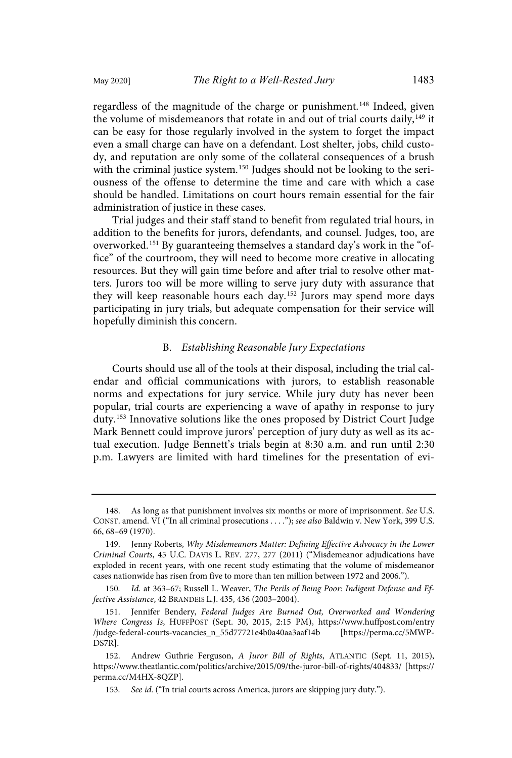regardless of the magnitude of the charge or punishment.[148] Indeed, given the volume of misdemeanors that rotate in and out of trial courts daily,[149] it can be easy for those regularly involved in the system to forget the impact even a small charge can have on a defendant. Lost shelter, jobs, child custody, and reputation are only some of the collateral consequences of a brush with the criminal justice system.[150] Judges should not be looking to the seriousness of the offense to determine the time and care with which a case should be handled. Limitations on court hours remain essential for the fair administration of justice in these cases.

Trial judges and their staff stand to benefit from regulated trial hours, in addition to the benefits for jurors, defendants, and counsel. Judges, too, are overworked.[151] By guaranteeing themselves a standard day's work in the "office" of the courtroom, they will need to become more creative in allocating resources. But they will gain time before and after trial to resolve other matters. Jurors too will be more willing to serve jury duty with assurance that they will keep reasonable hours each day.[152] Jurors may spend more days participating in jury trials, but adequate compensation for their service will hopefully diminish this concern.

### B. *Establishing Reasonable Jury Expectations*

Courts should use all of the tools at their disposal, including the trial calendar and official communications with jurors, to establish reasonable norms and expectations for jury service. While jury duty has never been popular, trial courts are experiencing a wave of apathy in response to jury duty.[153] Innovative solutions like the ones proposed by District Court Judge Mark Bennett could improve jurors' perception of jury duty as well as its actual execution. Judge Bennett's trials begin at 8:30 a.m. and run until 2:30 p.m. Lawyers are limited with hard timelines for the presentation of evi-

---

148. As long as that punishment involves six months or more of imprisonment. *See* U.S. CONST. amend. VI ("In all criminal prosecutions . . . ."); *see also* Baldwin v. New York, 399 U.S. 66, 68–69 (1970).

149. Jenny Roberts, *Why Misdemeanors Matter: Defining Effective Advocacy in the Lower Criminal Courts*, 45 U.C. DAVIS L. REV. 277, 277 (2011) ("Misdemeanor adjudications have exploded in recent years, with one recent study estimating that the volume of misdemeanor cases nationwide has risen from five to more than ten million between 1972 and 2006.").

150. *Id.* at 363–67; Russell L. Weaver, *The Perils of Being Poor: Indigent Defense and Effective Assistance*, 42 BRANDEIS L.J. 435, 436 (2003–2004).

151. Jennifer Bendery, *Federal Judges Are Burned Out, Overworked and Wondering Where Congress Is*, HUFFPOST (Sept. 30, 2015, 2:15 PM), https://www.huffpost.com/entry/judge-federal-courts-vacancies_n_55d77721e4b0a40aa3aaf14b [https://perma.cc/5MWP-DS7R].

152. Andrew Guthrie Ferguson, *A Juror Bill of Rights*, ATLANTIC (Sept. 11, 2015), https://www.theatlantic.com/politics/archive/2015/09/the-juror-bill-of-rights/404833/ [https://perma.cc/M4HX-8QZP].

153. *See id.* ("In trial courts across America, jurors are skipping jury duty.").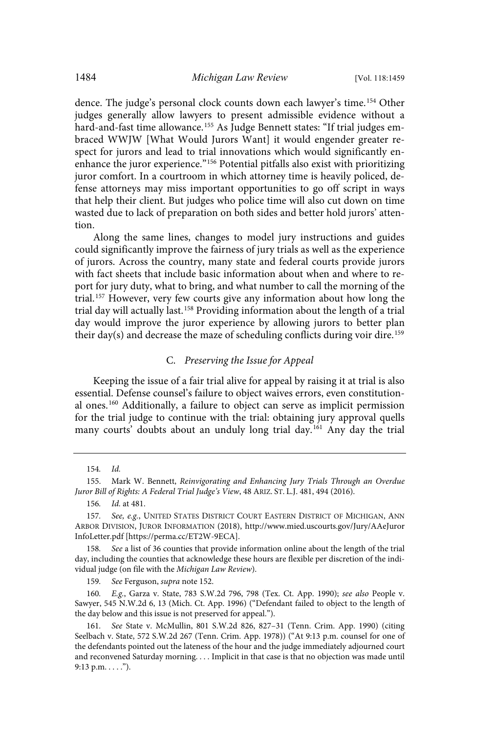dence. The judge's personal clock counts down each lawyer's time.[154] Other judges generally allow lawyers to present admissible evidence without a hard-and-fast time allowance.[155] As Judge Bennett states: "If trial judges embraced WWJW [What Would Jurors Want] it would engender greater respect for jurors and lead to trial innovations which would significantly enenhance the juror experience."[156] Potential pitfalls also exist with prioritizing juror comfort. In a courtroom in which attorney time is heavily policed, defense attorneys may miss important opportunities to go off script in ways that help their client. But judges who police time will also cut down on time wasted due to lack of preparation on both sides and better hold jurors' attention.

Along the same lines, changes to model jury instructions and guides could significantly improve the fairness of jury trials as well as the experience of jurors. Across the country, many state and federal courts provide jurors with fact sheets that include basic information about when and where to report for jury duty, what to bring, and what number to call the morning of the trial.[157] However, very few courts give any information about how long the trial day will actually last.[158] Providing information about the length of a trial day would improve the juror experience by allowing jurors to better plan their day(s) and decrease the maze of scheduling conflicts during voir dire.[159]

### C. *Preserving the Issue for Appeal*

Keeping the issue of a fair trial alive for appeal by raising it at trial is also essential. Defense counsel's failure to object waives errors, even constitutional ones.[160] Additionally, a failure to object can serve as implicit permission for the trial judge to continue with the trial: obtaining jury approval quells many courts' doubts about an unduly long trial day.[161] Any day the trial

---

154. *Id.*

155. Mark W. Bennett, *Reinvigorating and Enhancing Jury Trials Through an Overdue Juror Bill of Rights: A Federal Trial Judge's View*, 48 ARIZ. ST. L.J. 481, 494 (2016).

156. *Id.* at 481.

157. *See, e.g.*, UNITED STATES DISTRICT COURT EASTERN DISTRICT OF MICHIGAN, ANN ARBOR DIVISION, JUROR INFORMATION (2018), http://www.mied.uscourts.gov/Jury/AAeJurorInfoLetter.pdf [https://perma.cc/ET2W-9ECA].

158. *See* a list of 36 counties that provide information online about the length of the trial day, including the counties that acknowledge these hours are flexible per discretion of the individual judge (on file with the *Michigan Law Review*).

159. *See* Ferguson, *supra* note 152.

160. *E.g.*, Garza v. State, 783 S.W.2d 796, 798 (Tex. Ct. App. 1990); *see also* People v. Sawyer, 545 N.W.2d 6, 13 (Mich. Ct. App. 1996) ("Defendant failed to object to the length of the day below and this issue is not preserved for appeal.").

161. *See* State v. McMullin, 801 S.W.2d 826, 827–31 (Tenn. Crim. App. 1990) (citing Seelbach v. State, 572 S.W.2d 267 (Tenn. Crim. App. 1978)) ("At 9:13 p.m. counsel for one of the defendants pointed out the lateness of the hour and the judge immediately adjourned court and reconvened Saturday morning. . . . Implicit in that case is that no objection was made until 9:13 p.m. . . . .").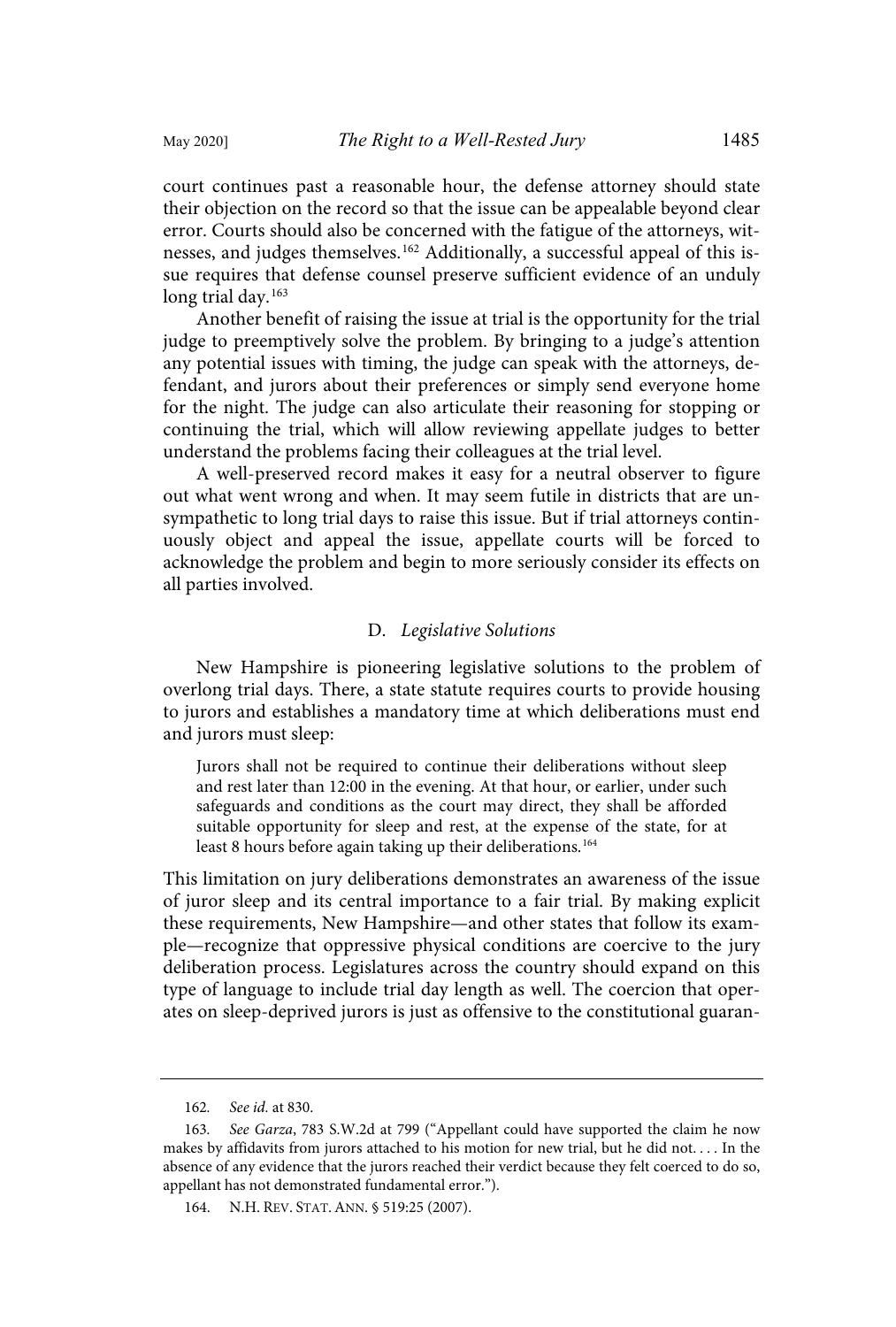court continues past a reasonable hour, the defense attorney should state their objection on the record so that the issue can be appealable beyond clear error. Courts should also be concerned with the fatigue of the attorneys, witnesses, and judges themselves.[162] Additionally, a successful appeal of this issue requires that defense counsel preserve sufficient evidence of an unduly long trial day.[163]

Another benefit of raising the issue at trial is the opportunity for the trial judge to preemptively solve the problem. By bringing to a judge's attention any potential issues with timing, the judge can speak with the attorneys, defendant, and jurors about their preferences or simply send everyone home for the night. The judge can also articulate their reasoning for stopping or continuing the trial, which will allow reviewing appellate judges to better understand the problems facing their colleagues at the trial level.

A well-preserved record makes it easy for a neutral observer to figure out what went wrong and when. It may seem futile in districts that are unsympathetic to long trial days to raise this issue. But if trial attorneys continuously object and appeal the issue, appellate courts will be forced to acknowledge the problem and begin to more seriously consider its effects on all parties involved.

### D. *Legislative Solutions*

New Hampshire is pioneering legislative solutions to the problem of overlong trial days. There, a state statute requires courts to provide housing to jurors and establishes a mandatory time at which deliberations must end and jurors must sleep:

> Jurors shall not be required to continue their deliberations without sleep and rest later than 12:00 in the evening. At that hour, or earlier, under such safeguards and conditions as the court may direct, they shall be afforded suitable opportunity for sleep and rest, at the expense of the state, for at least 8 hours before again taking up their deliberations.[164]

This limitation on jury deliberations demonstrates an awareness of the issue of juror sleep and its central importance to a fair trial. By making explicit these requirements, New Hampshire—and other states that follow its example—recognize that oppressive physical conditions are coercive to the jury deliberation process. Legislatures across the country should expand on this type of language to include trial day length as well. The coercion that operates on sleep-deprived jurors is just as offensive to the constitutional guaran-

---

162. *See id.* at 830.

163. *See Garza*, 783 S.W.2d at 799 ("Appellant could have supported the claim he now makes by affidavits from jurors attached to his motion for new trial, but he did not. . . . In the absence of any evidence that the jurors reached their verdict because they felt coerced to do so, appellant has not demonstrated fundamental error.").

164. N.H. REV. STAT. ANN. § 519:25 (2007).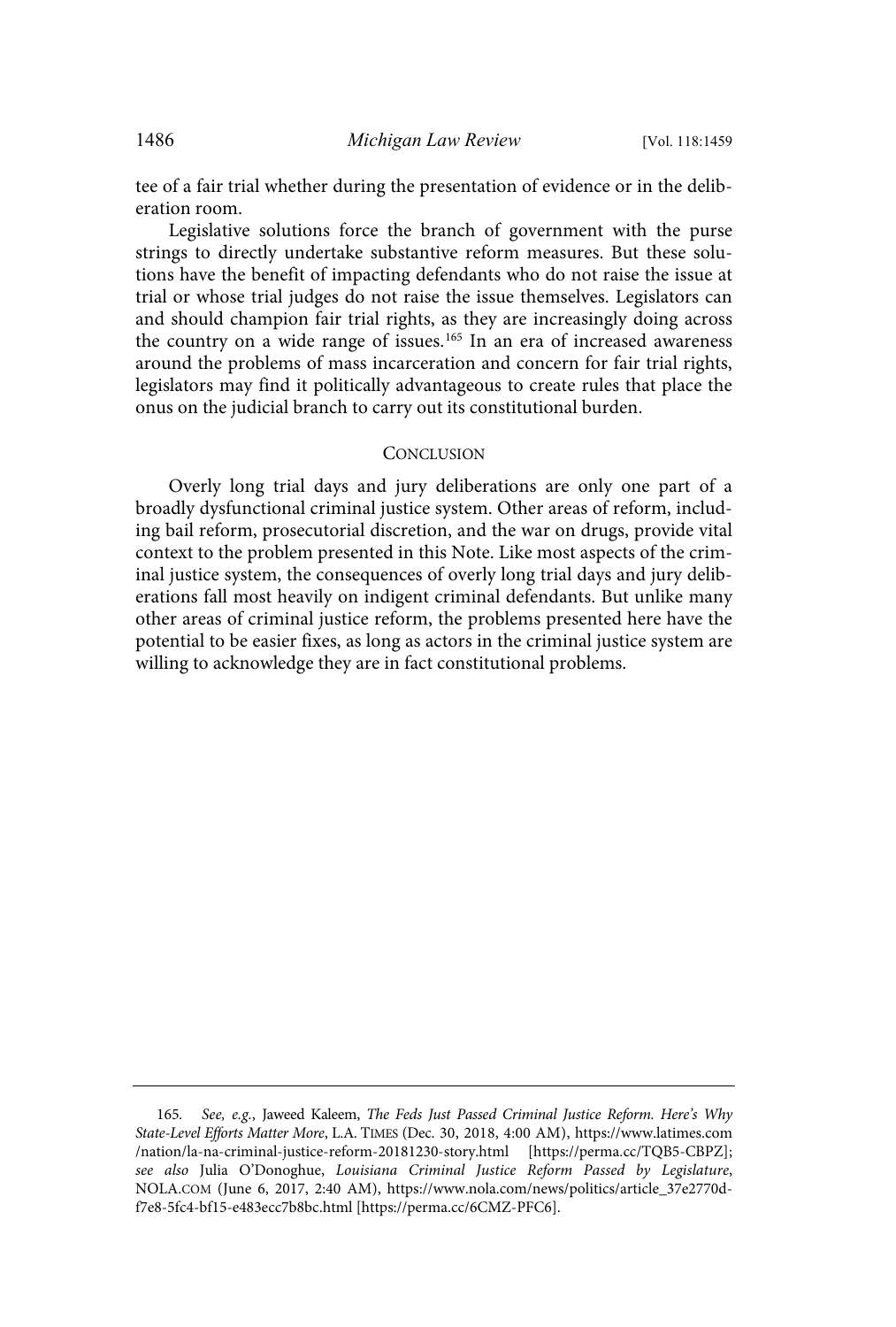tee of a fair trial whether during the presentation of evidence or in the deliberation room.

Legislative solutions force the branch of government with the purse strings to directly undertake substantive reform measures. But these solutions have the benefit of impacting defendants who do not raise the issue at trial or whose trial judges do not raise the issue themselves. Legislators can and should champion fair trial rights, as they are increasingly doing across the country on a wide range of issues.[165] In an era of increased awareness around the problems of mass incarceration and concern for fair trial rights, legislators may find it politically advantageous to create rules that place the onus on the judicial branch to carry out its constitutional burden.

## CONCLUSION

Overly long trial days and jury deliberations are only one part of a broadly dysfunctional criminal justice system. Other areas of reform, including bail reform, prosecutorial discretion, and the war on drugs, provide vital context to the problem presented in this Note. Like most aspects of the criminal justice system, the consequences of overly long trial days and jury deliberations fall most heavily on indigent criminal defendants. But unlike many other areas of criminal justice reform, the problems presented here have the potential to be easier fixes, as long as actors in the criminal justice system are willing to acknowledge they are in fact constitutional problems.

---

165. *See, e.g.*, Jaweed Kaleem, *The Feds Just Passed Criminal Justice Reform. Here's Why State-Level Efforts Matter More*, L.A. TIMES (Dec. 30, 2018, 4:00 AM), https://www.latimes.com/nation/la-na-criminal-justice-reform-20181230-story.html [https://perma.cc/TQB5-CBPZ]; *see also* Julia O'Donoghue, *Louisiana Criminal Justice Reform Passed by Legislature*, NOLA.COM (June 6, 2017, 2:40 AM), https://www.nola.com/news/politics/article_37e2770d-f7e8-5fc4-bf15-e483ecc7b8bc.html [https://perma.cc/6CMZ-PFC6].